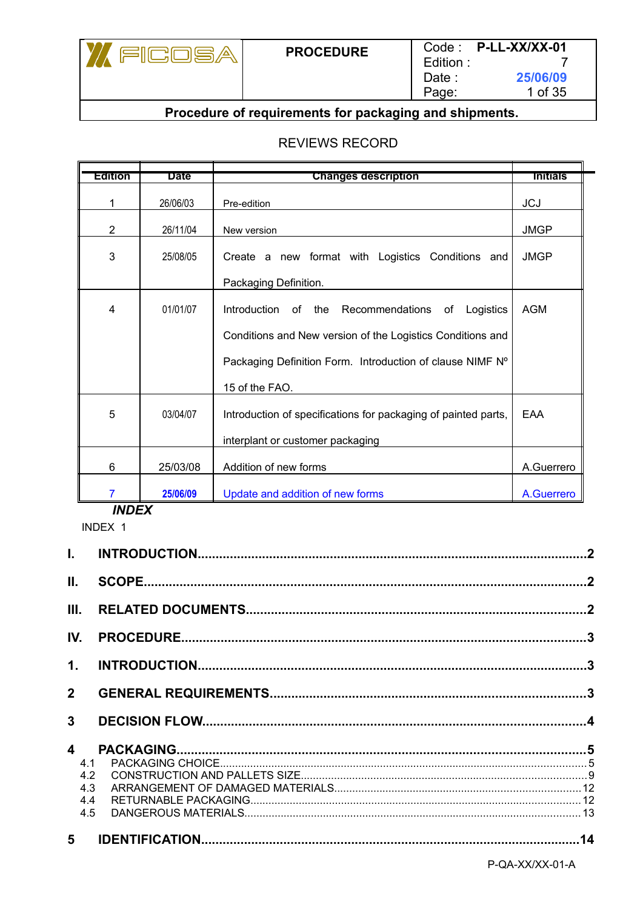| FICOSA | PROCEDURE | Code : P-LL-XX/XX-01<br>Edition : 7<br>Date : 25/06/09 |
|---|---|---|

**Procedure of requirements for packaging and shipments.**

REVIEWS RECORD

| Edition | Date | Changes description | Initials |
|---|---|---|---|
| 1 | 26/06/03 | Pre-edition | JCJ |
| 2 | 26/11/04 | New version | JMGP |
| 3 | 25/08/05 | Create a new format with Logistics Conditions and Packaging Definition. | JMGP |
| 4 | 01/01/07 | Introduction of the Recommendations of Logistics Conditions and New version of the Logistics Conditions and Packaging Definition Form. Introduction of clause NIMF Nº 15 of the FAO. | AGM |
| 5 | 03/04/07 | Introduction of specifications for packaging of painted parts, interplant or customer packaging | EAA |
| 6 | 25/03/08 | Addition of new forms | A.Guerrero |
| 7 | 25/06/09 | Update and addition of new forms | A.Guerrero |

***INDEX***

INDEX 1

**I. INTRODUCTION....................2**

**II. SCOPE....................2**

**III. RELATED DOCUMENTS....................2**

**IV. PROCEDURE....................3**

**1. INTRODUCTION....................3**

**2 GENERAL REQUIREMENTS....................3**

**3 DECISION FLOW....................4**

**4 PACKAGING....................5**

- 4.1 PACKAGING CHOICE....................5
- 4.2 CONSTRUCTION AND PALLETS SIZE....................9
- 4.3 ARRANGEMENT OF DAMAGED MATERIALS....................12
- 4.4 RETURNABLE PACKAGING....................12
- 4.5 DANGEROUS MATERIALS....................13

**5 IDENTIFICATION....................14**

P-QA-XX/XX-01-A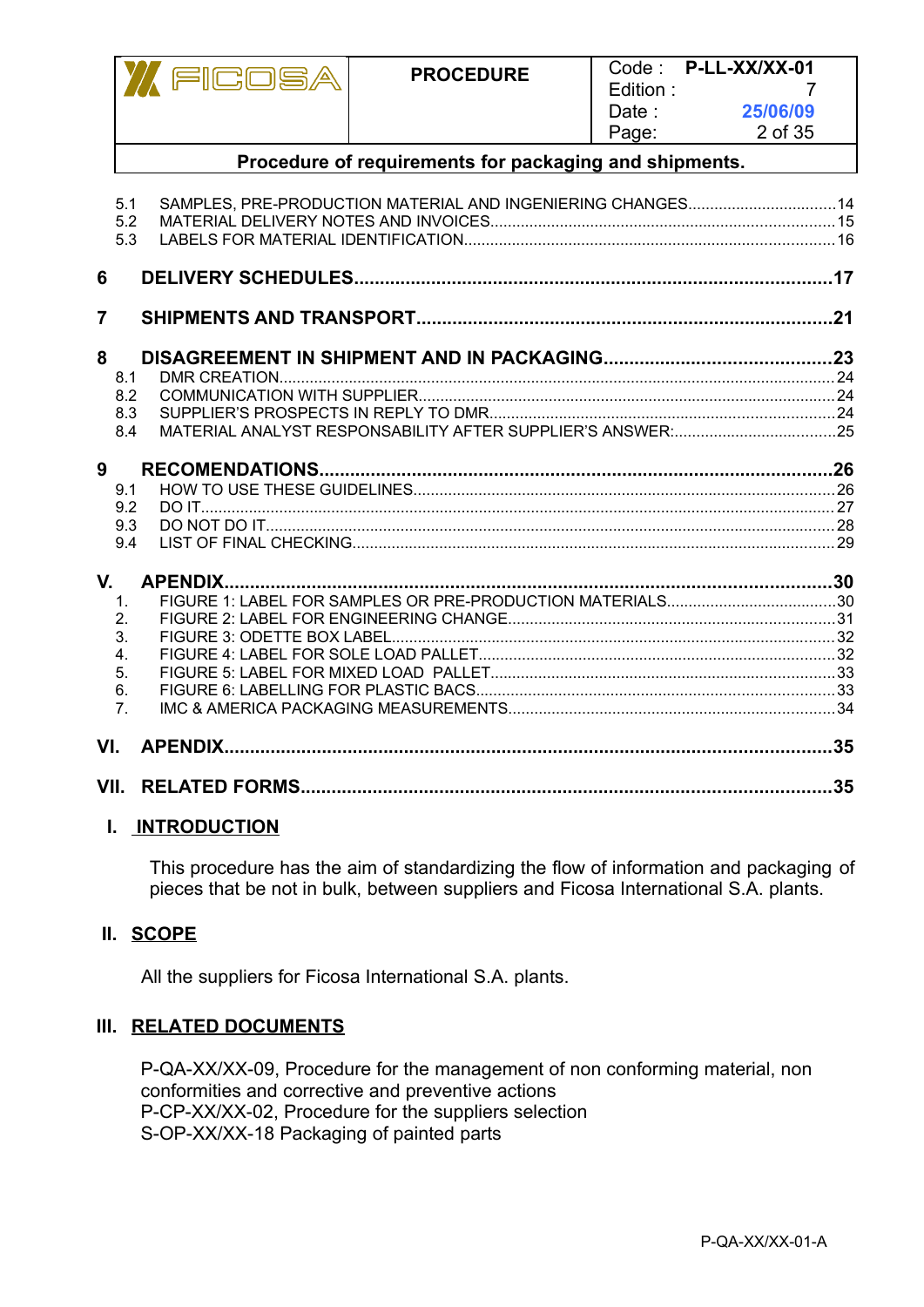| | | |
|---|---|---|
| 5.1 | SAMPLES, PRE-PRODUCTION MATERIAL AND INGENIERING CHANGES | 14 |
| 5.2 | MATERIAL DELIVERY NOTES AND INVOICES | 15 |
| 5.3 | LABELS FOR MATERIAL IDENTIFICATION | 16 |
| **6** | **DELIVERY SCHEDULES** | **17** |
| **7** | **SHIPMENTS AND TRANSPORT** | **21** |
| **8** | **DISAGREEMENT IN SHIPMENT AND IN PACKAGING** | **23** |
| 8.1 | DMR CREATION | 24 |
| 8.2 | COMMUNICATION WITH SUPPLIER | 24 |
| 8.3 | SUPPLIER'S PROSPECTS IN REPLY TO DMR | 24 |
| 8.4 | MATERIAL ANALYST RESPONSABILITY AFTER SUPPLIER'S ANSWER: | 25 |
| **9** | **RECOMENDATIONS** | **26** |
| 9.1 | HOW TO USE THESE GUIDELINES | 26 |
| 9.2 | DO IT | 27 |
| 9.3 | DO NOT DO IT | 28 |
| 9.4 | LIST OF FINAL CHECKING | 29 |
| **V.** | **APENDIX** | **30** |
| 1. | FIGURE 1: LABEL FOR SAMPLES OR PRE-PRODUCTION MATERIALS | 30 |
| 2. | FIGURE 2: LABEL FOR ENGINEERING CHANGE | 31 |
| 3. | FIGURE 3: ODETTE BOX LABEL | 32 |
| 4. | FIGURE 4: LABEL FOR SOLE LOAD PALLET | 32 |
| 5. | FIGURE 5: LABEL FOR MIXED LOAD PALLET | 33 |
| 6. | FIGURE 6: LABELLING FOR PLASTIC BACS | 33 |
| 7. | IMC & AMERICA PACKAGING MEASUREMENTS | 34 |
| **VI.** | **APENDIX** | **35** |
| **VII.** | **RELATED FORMS** | **35** |

## I. INTRODUCTION

This procedure has the aim of standardizing the flow of information and packaging of pieces that be not in bulk, between suppliers and Ficosa International S.A. plants.

## II. SCOPE

All the suppliers for Ficosa International S.A. plants.

## III. RELATED DOCUMENTS

P-QA-XX/XX-09, Procedure for the management of non conforming material, non conformities and corrective and preventive actions
P-CP-XX/XX-02, Procedure for the suppliers selection
S-OP-XX/XX-18 Packaging of painted parts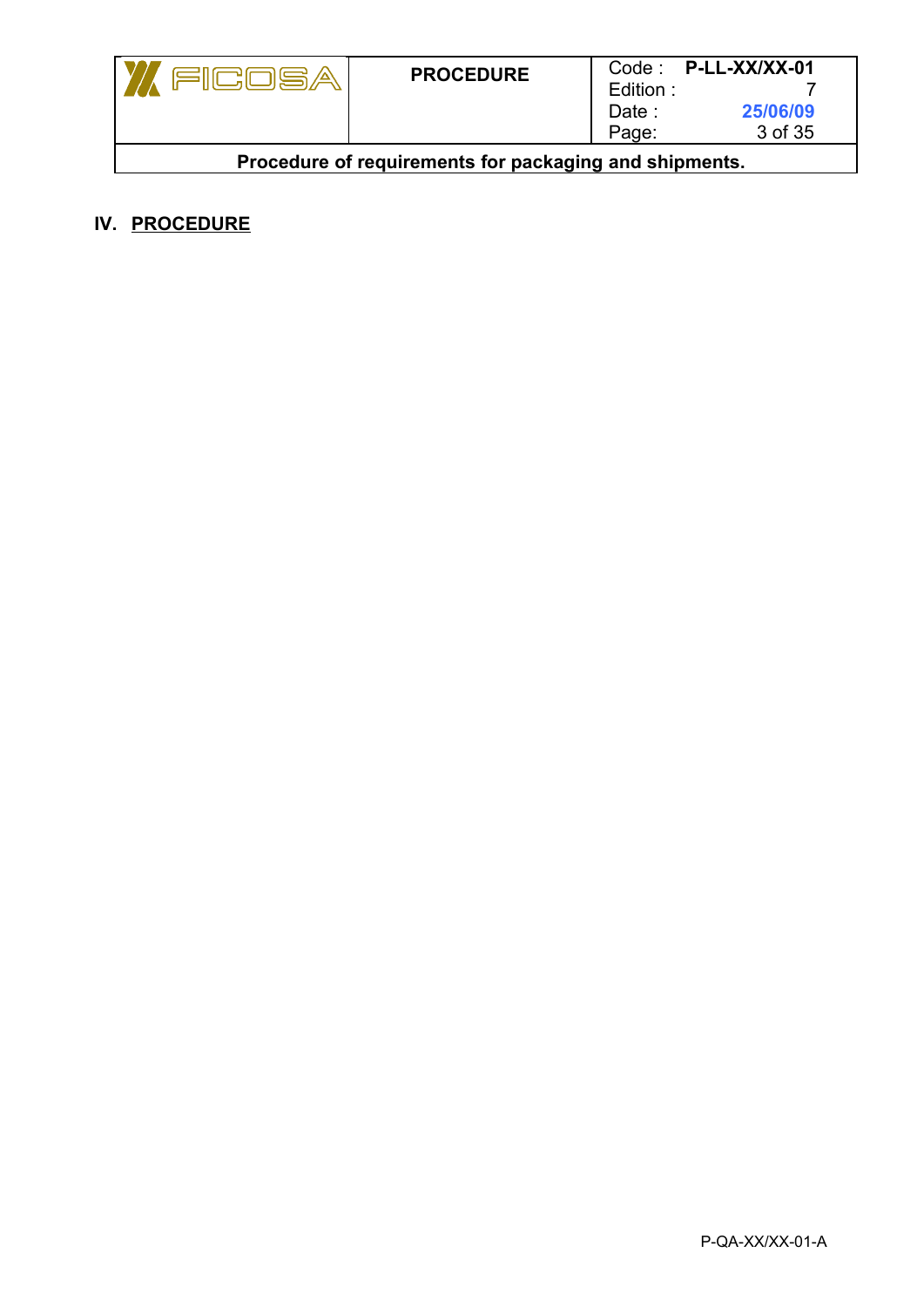## IV. PROCEDURE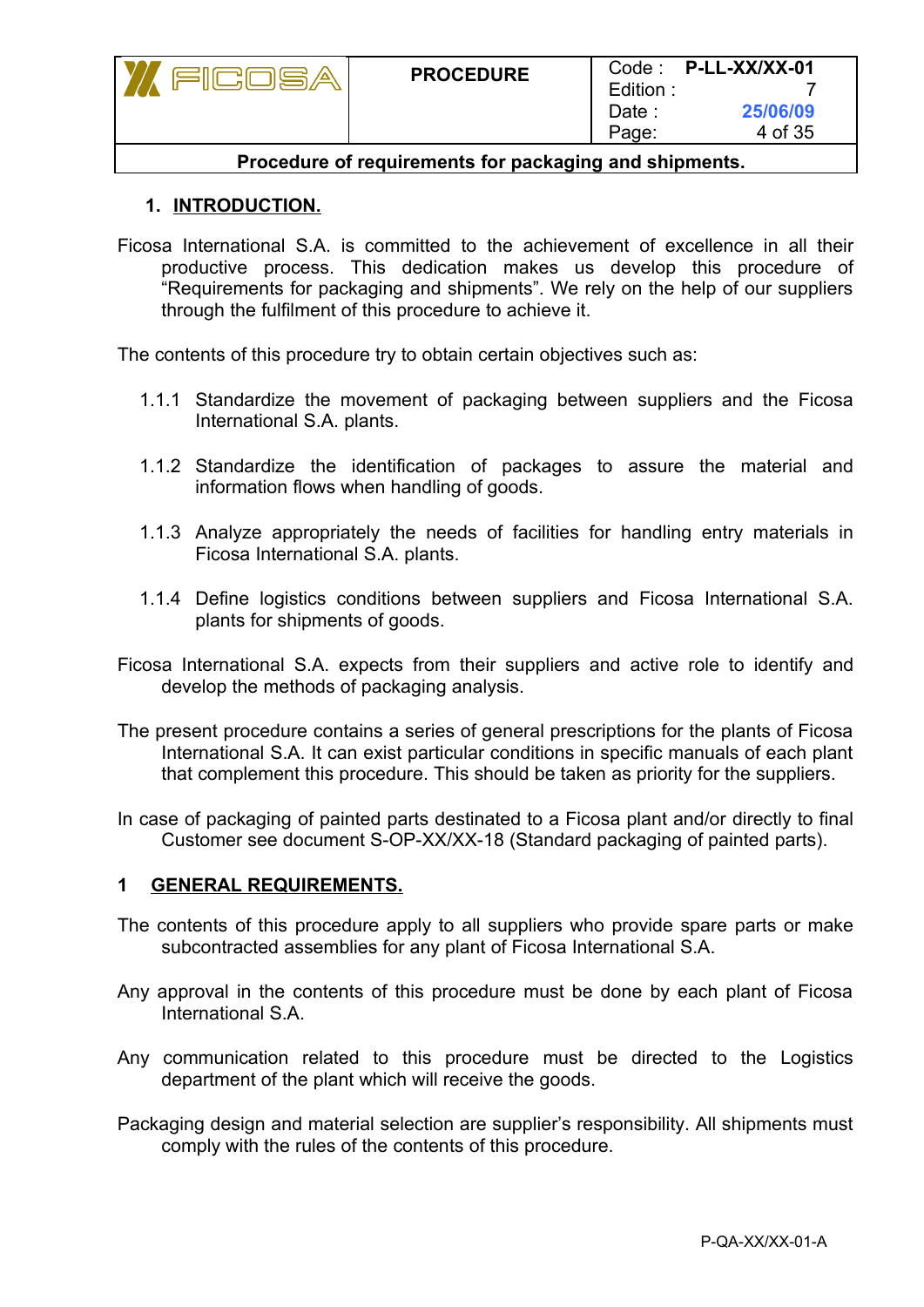## 1. INTRODUCTION.

Ficosa International S.A. is committed to the achievement of excellence in all their productive process. This dedication makes us develop this procedure of "Requirements for packaging and shipments". We rely on the help of our suppliers through the fulfilment of this procedure to achieve it.

The contents of this procedure try to obtain certain objectives such as:

1.1.1 Standardize the movement of packaging between suppliers and the Ficosa International S.A. plants.

1.1.2 Standardize the identification of packages to assure the material and information flows when handling of goods.

1.1.3 Analyze appropriately the needs of facilities for handling entry materials in Ficosa International S.A. plants.

1.1.4 Define logistics conditions between suppliers and Ficosa International S.A. plants for shipments of goods.

Ficosa International S.A. expects from their suppliers and active role to identify and develop the methods of packaging analysis.

The present procedure contains a series of general prescriptions for the plants of Ficosa International S.A. It can exist particular conditions in specific manuals of each plant that complement this procedure. This should be taken as priority for the suppliers.

In case of packaging of painted parts destinated to a Ficosa plant and/or directly to final Customer see document S-OP-XX/XX-18 (Standard packaging of painted parts).

## 1 GENERAL REQUIREMENTS.

The contents of this procedure apply to all suppliers who provide spare parts or make subcontracted assemblies for any plant of Ficosa International S.A.

Any approval in the contents of this procedure must be done by each plant of Ficosa International S.A.

Any communication related to this procedure must be directed to the Logistics department of the plant which will receive the goods.

Packaging design and material selection are supplier's responsibility. All shipments must comply with the rules of the contents of this procedure.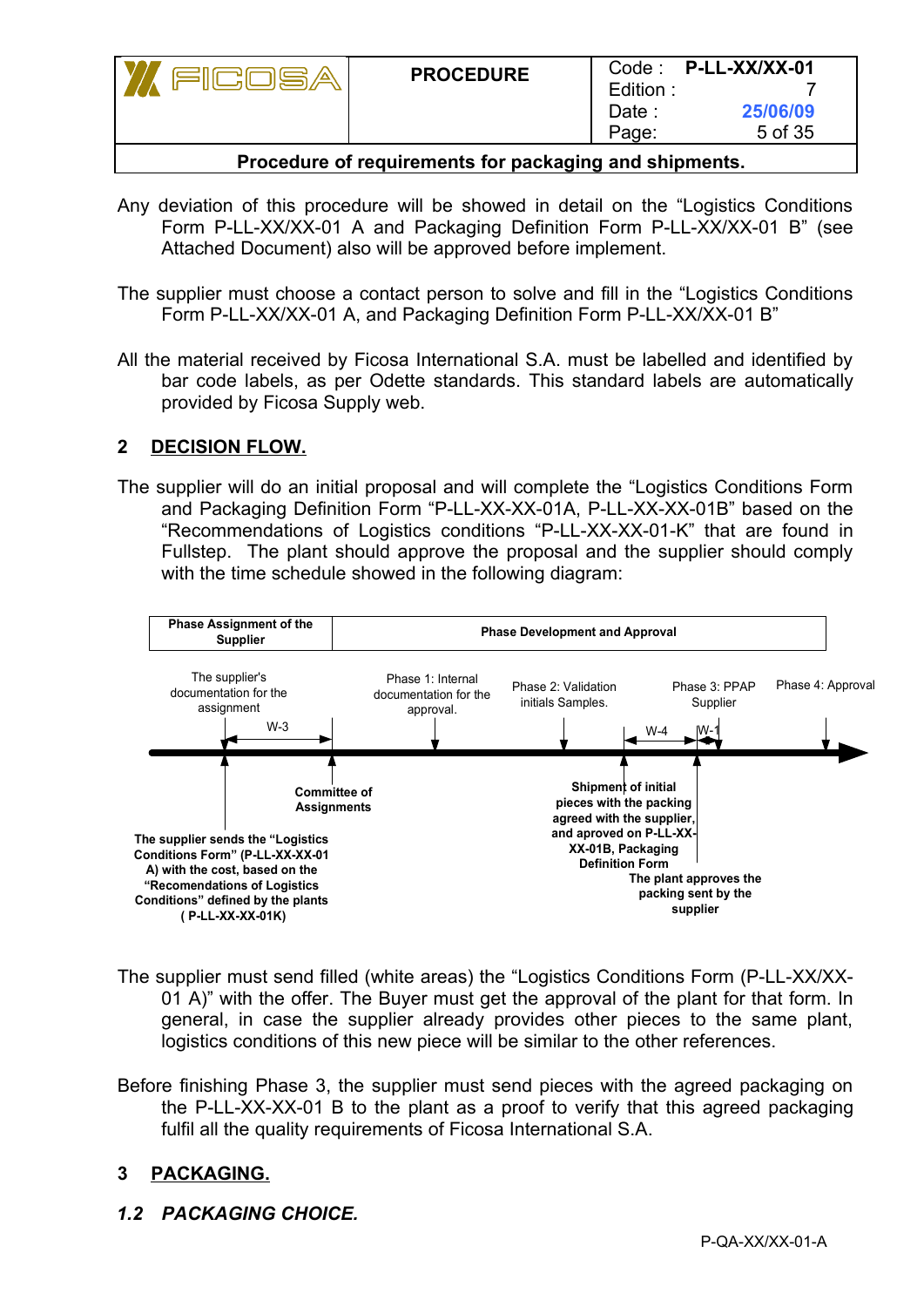Any deviation of this procedure will be showed in detail on the "Logistics Conditions Form P-LL-XX/XX-01 A and Packaging Definition Form P-LL-XX/XX-01 B" (see Attached Document) also will be approved before implement.

The supplier must choose a contact person to solve and fill in the "Logistics Conditions Form P-LL-XX/XX-01 A, and Packaging Definition Form P-LL-XX/XX-01 B"

All the material received by Ficosa International S.A. must be labelled and identified by bar code labels, as per Odette standards. This standard labels are automatically provided by Ficosa Supply web.

## 2 DECISION FLOW.

The supplier will do an initial proposal and will complete the "Logistics Conditions Form and Packaging Definition Form "P-LL-XX-XX-01A, P-LL-XX-XX-01B" based on the "Recommendations of Logistics conditions "P-LL-XX-XX-01-K" that are found in Fullstep. The plant should approve the proposal and the supplier should comply with the time schedule showed in the following diagram:

| Phase Assignment of the Supplier | Phase Development and Approval |
|---|---|

The supplier's documentation for the assignment

W-3

Phase 1: Internal documentation for the approval.

Phase 2: Validation initials Samples.

W-4

Phase 3: PPAP Supplier

W-1

Phase 4: Approval

**Committee of Assignments**

**The supplier sends the "Logistics Conditions Form" (P-LL-XX-XX-01 A) with the cost, based on the "Recomendations of Logistics Conditions" defined by the plants ( P-LL-XX-XX-01K)**

**Shipment of initial pieces with the packing agreed with the supplier, and aproved on P-LL-XX-XX-01B, Packaging Definition Form**

**The plant approves the packing sent by the supplier**

The supplier must send filled (white areas) the "Logistics Conditions Form (P-LL-XX/XX-01 A)" with the offer. The Buyer must get the approval of the plant for that form. In general, in case the supplier already provides other pieces to the same plant, logistics conditions of this new piece will be similar to the other references.

Before finishing Phase 3, the supplier must send pieces with the agreed packaging on the P-LL-XX-XX-01 B to the plant as a proof to verify that this agreed packaging fulfil all the quality requirements of Ficosa International S.A.

## 3 PACKAGING.

### *1.2 PACKAGING CHOICE.*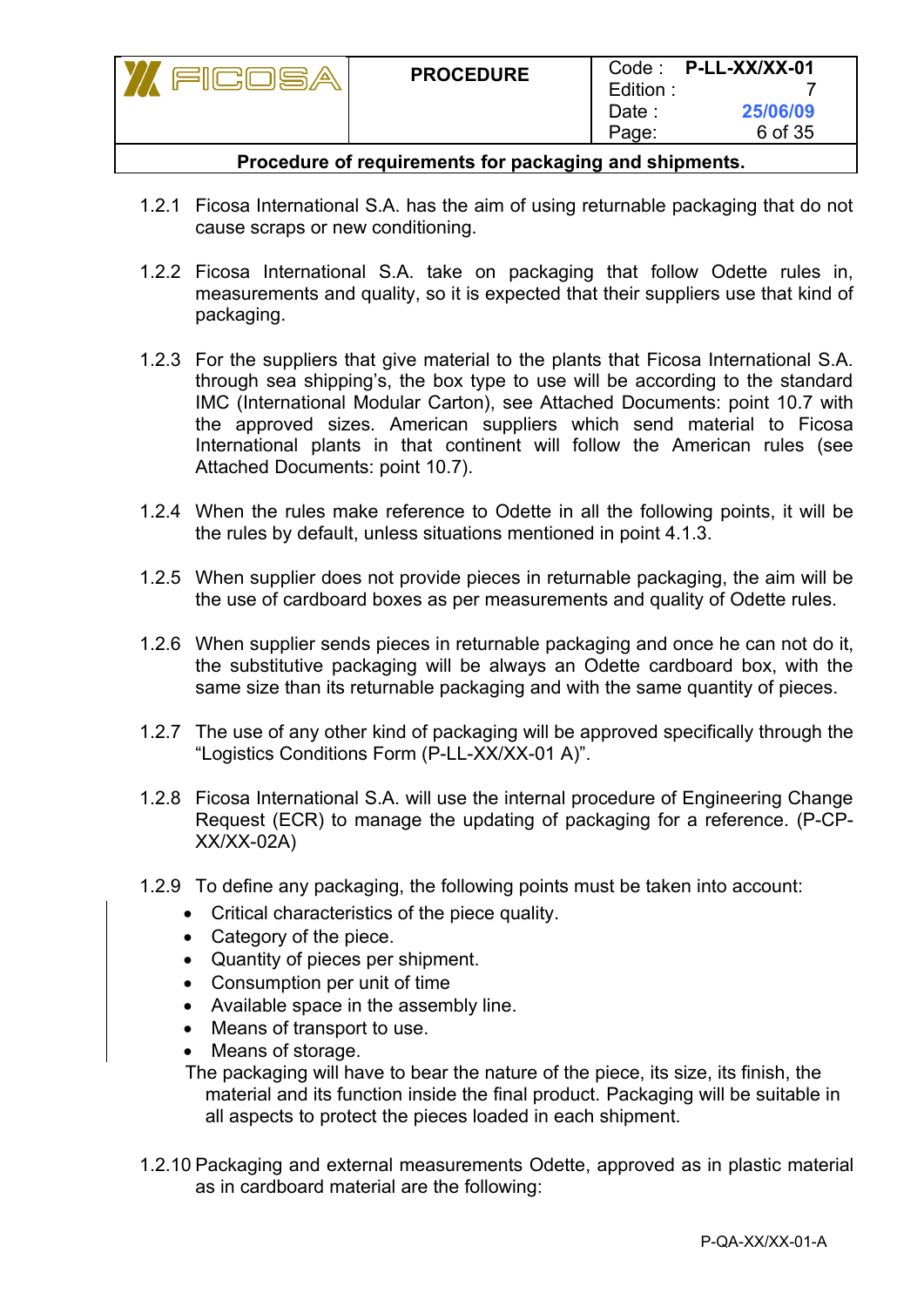1.2.1 Ficosa International S.A. has the aim of using returnable packaging that do not cause scraps or new conditioning.

1.2.2 Ficosa International S.A. take on packaging that follow Odette rules in, measurements and quality, so it is expected that their suppliers use that kind of packaging.

1.2.3 For the suppliers that give material to the plants that Ficosa International S.A. through sea shipping's, the box type to use will be according to the standard IMC (International Modular Carton), see Attached Documents: point 10.7 with the approved sizes. American suppliers which send material to Ficosa International plants in that continent will follow the American rules (see Attached Documents: point 10.7).

1.2.4 When the rules make reference to Odette in all the following points, it will be the rules by default, unless situations mentioned in point 4.1.3.

1.2.5 When supplier does not provide pieces in returnable packaging, the aim will be the use of cardboard boxes as per measurements and quality of Odette rules.

1.2.6 When supplier sends pieces in returnable packaging and once he can not do it, the substitutive packaging will be always an Odette cardboard box, with the same size than its returnable packaging and with the same quantity of pieces.

1.2.7 The use of any other kind of packaging will be approved specifically through the "Logistics Conditions Form (P-LL-XX/XX-01 A)".

1.2.8 Ficosa International S.A. will use the internal procedure of Engineering Change Request (ECR) to manage the updating of packaging for a reference. (P-CP-XX/XX-02A)

1.2.9 To define any packaging, the following points must be taken into account:

- Critical characteristics of the piece quality.
- Category of the piece.
- Quantity of pieces per shipment.
- Consumption per unit of time
- Available space in the assembly line.
- Means of transport to use.
- Means of storage.

The packaging will have to bear the nature of the piece, its size, its finish, the material and its function inside the final product. Packaging will be suitable in all aspects to protect the pieces loaded in each shipment.

1.2.10 Packaging and external measurements Odette, approved as in plastic material as in cardboard material are the following: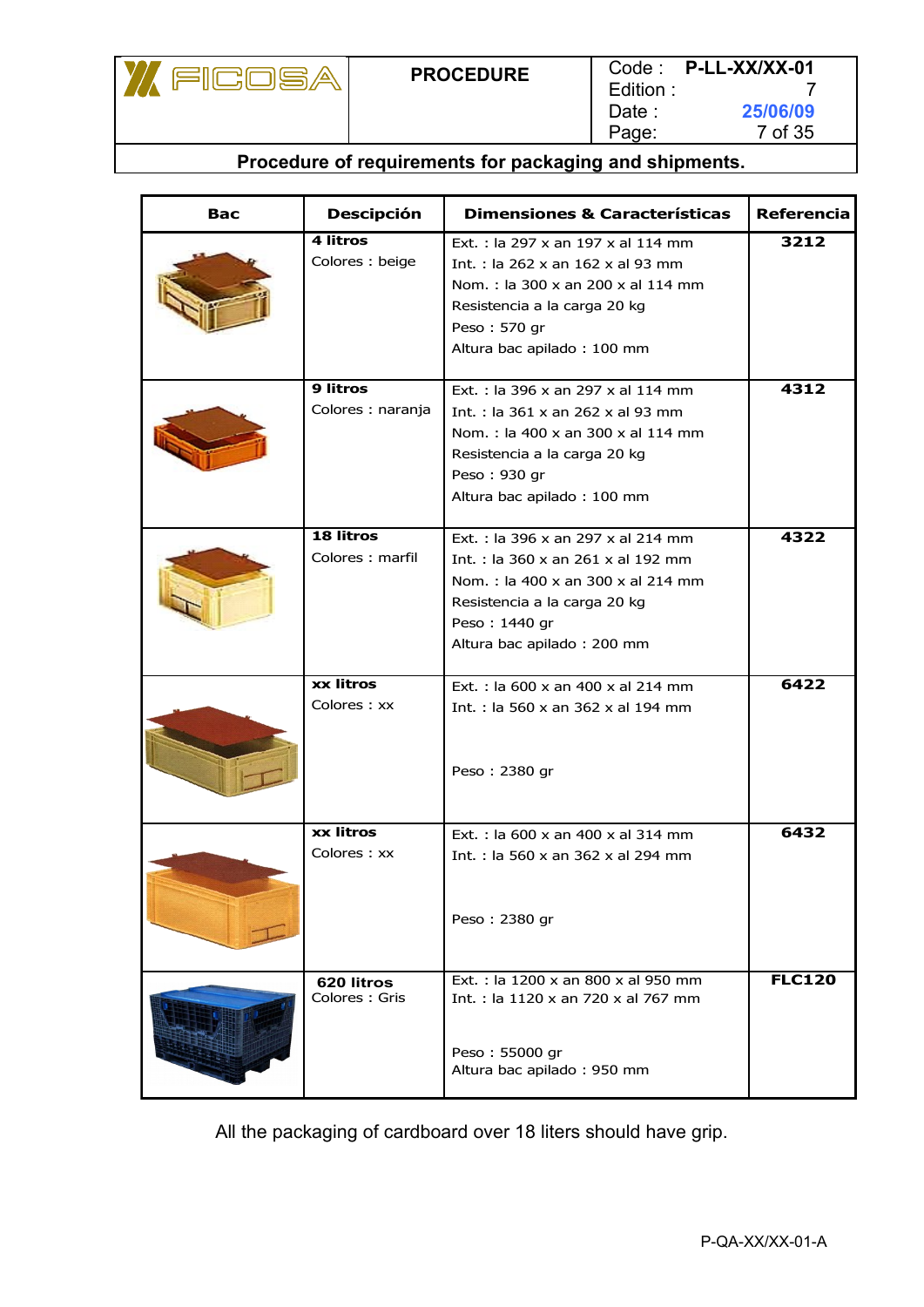## Procedure of requirements for packaging and shipments.

| Bac | Descipción | Dimensiones & Características | Referencia |
|---|---|---|---|
| | **4 litros**<br>Colores : beige | Ext. : la 297 x an 197 x al 114 mm<br>Int. : la 262 x an 162 x al 93 mm<br>Nom. : la 300 x an 200 x al 114 mm<br>Resistencia a la carga 20 kg<br>Peso : 570 gr<br>Altura bac apilado : 100 mm | **3212** |
| | **9 litros**<br>Colores : naranja | Ext. : la 396 x an 297 x al 114 mm<br>Int. : la 361 x an 262 x al 93 mm<br>Nom. : la 400 x an 300 x al 114 mm<br>Resistencia a la carga 20 kg<br>Peso : 930 gr<br>Altura bac apilado : 100 mm | **4312** |
| | **18 litros**<br>Colores : marfil | Ext. : la 396 x an 297 x al 214 mm<br>Int. : la 360 x an 261 x al 192 mm<br>Nom. : la 400 x an 300 x al 214 mm<br>Resistencia a la carga 20 kg<br>Peso : 1440 gr<br>Altura bac apilado : 200 mm | **4322** |
| | **xx litros**<br>Colores : xx | Ext. : la 600 x an 400 x al 214 mm<br>Int. : la 560 x an 362 x al 194 mm<br>Peso : 2380 gr | **6422** |
| | **xx litros**<br>Colores : xx | Ext. : la 600 x an 400 x al 314 mm<br>Int. : la 560 x an 362 x al 294 mm<br>Peso : 2380 gr | **6432** |
| | **620 litros**<br>Colores : Gris | Ext. : la 1200 x an 800 x al 950 mm<br>Int. : la 1120 x an 720 x al 767 mm<br>Peso : 55000 gr<br>Altura bac apilado : 950 mm | **FLC120** |

All the packaging of cardboard over 18 liters should have grip.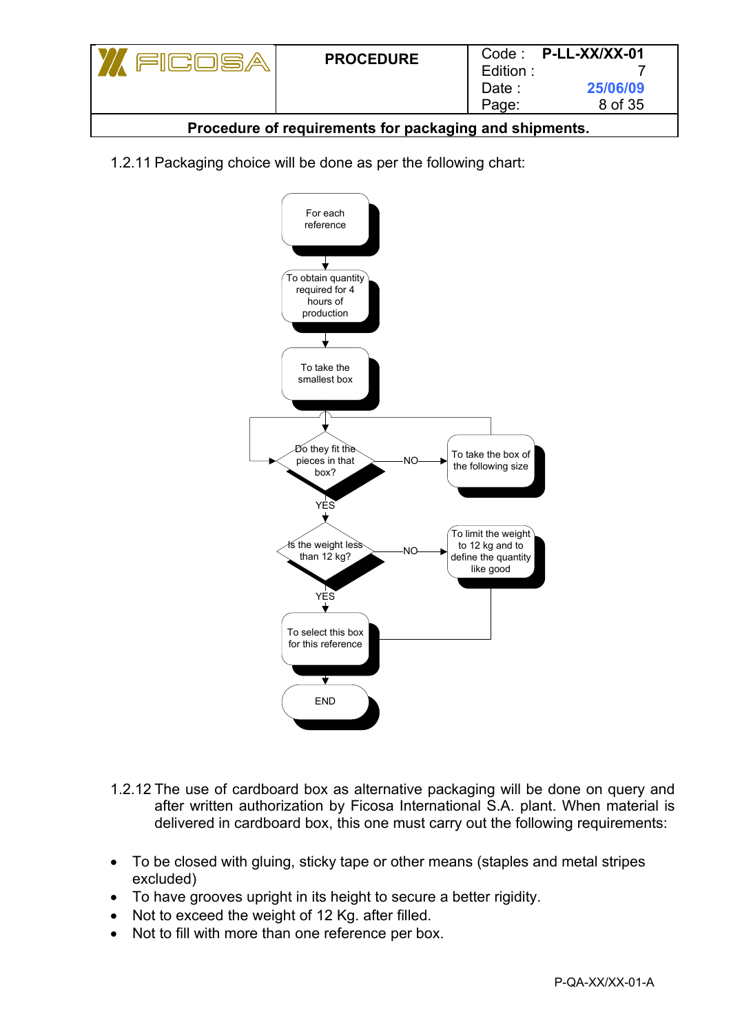1.2.11 Packaging choice will be done as per the following chart:

For each reference → To obtain quantity required for 4 hours of production → To take the smallest box → Do they fit the pieces in that box?
- NO → To take the box of the following size → (back to "Do they fit the pieces in that box?")
- YES → Is the weight less than 12 kg?
  - NO → To limit the weight to 12 kg and to define the quantity like good → To select this box for this reference
  - YES → To select this box for this reference → END

1.2.12 The use of cardboard box as alternative packaging will be done on query and after written authorization by Ficosa International S.A. plant. When material is delivered in cardboard box, this one must carry out the following requirements:

- To be closed with gluing, sticky tape or other means (staples and metal stripes excluded)
- To have grooves upright in its height to secure a better rigidity.
- Not to exceed the weight of 12 Kg. after filled.
- Not to fill with more than one reference per box.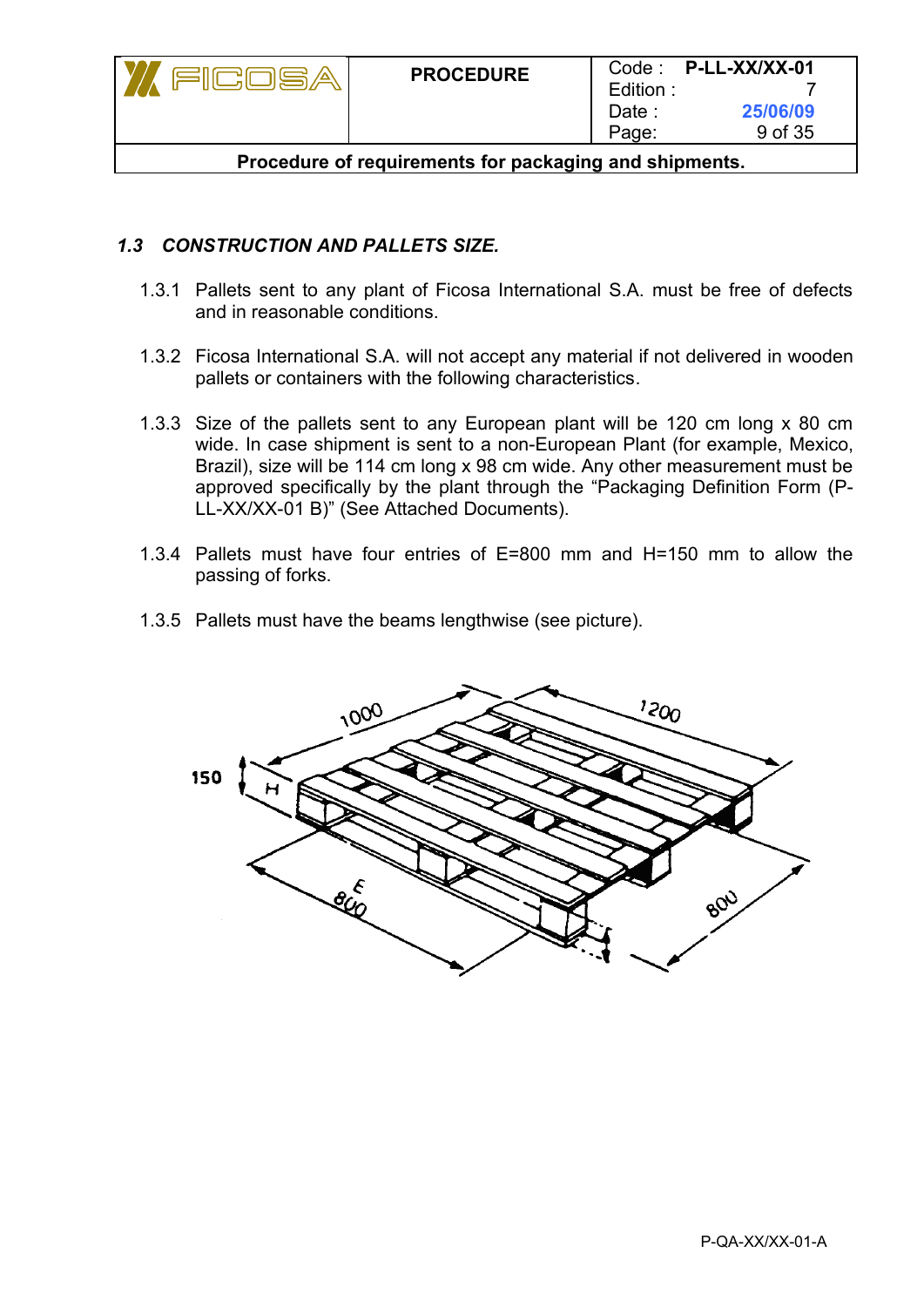### *1.3 CONSTRUCTION AND PALLETS SIZE.*

1.3.1 Pallets sent to any plant of Ficosa International S.A. must be free of defects and in reasonable conditions.

1.3.2 Ficosa International S.A. will not accept any material if not delivered in wooden pallets or containers with the following characteristics.

1.3.3 Size of the pallets sent to any European plant will be 120 cm long x 80 cm wide. In case shipment is sent to a non-European Plant (for example, Mexico, Brazil), size will be 114 cm long x 98 cm wide. Any other measurement must be approved specifically by the plant through the "Packaging Definition Form (P-LL-XX/XX-01 B)" (See Attached Documents).

1.3.4 Pallets must have four entries of E=800 mm and H=150 mm to allow the passing of forks.

1.3.5 Pallets must have the beams lengthwise (see picture).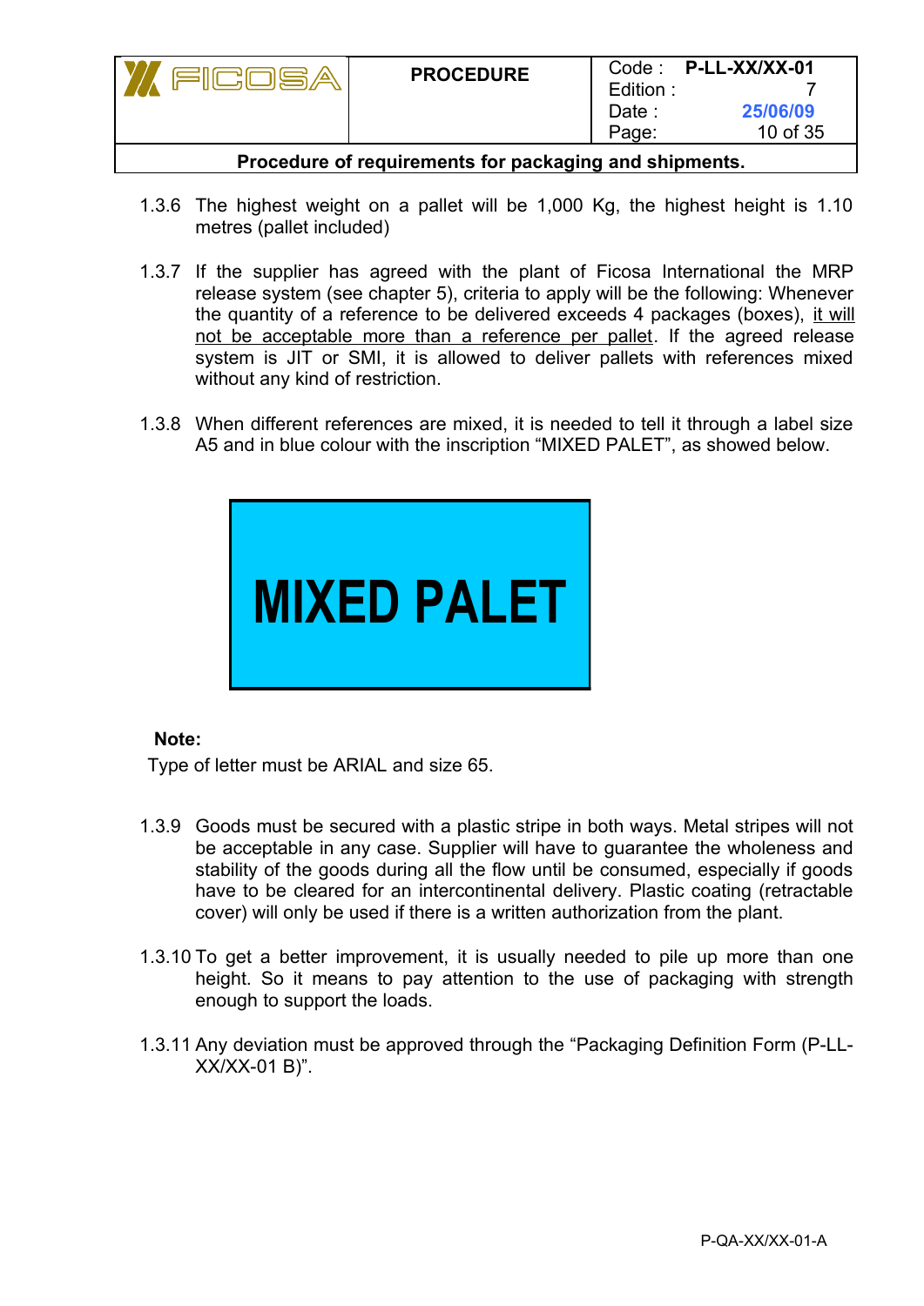1.3.6 The highest weight on a pallet will be 1,000 Kg, the highest height is 1.10 metres (pallet included)

1.3.7 If the supplier has agreed with the plant of Ficosa International the MRP release system (see chapter 5), criteria to apply will be the following: Whenever the quantity of a reference to be delivered exceeds 4 packages (boxes), <u>it will not be acceptable more than a reference per pallet</u>. If the agreed release system is JIT or SMI, it is allowed to deliver pallets with references mixed without any kind of restriction.

1.3.8 When different references are mixed, it is needed to tell it through a label size A5 and in blue colour with the inscription "MIXED PALET", as showed below.

**MIXED PALET**

**Note:**

Type of letter must be ARIAL and size 65.

1.3.9 Goods must be secured with a plastic stripe in both ways. Metal stripes will not be acceptable in any case. Supplier will have to guarantee the wholeness and stability of the goods during all the flow until be consumed, especially if goods have to be cleared for an intercontinental delivery. Plastic coating (retractable cover) will only be used if there is a written authorization from the plant.

1.3.10 To get a better improvement, it is usually needed to pile up more than one height. So it means to pay attention to the use of packaging with strength enough to support the loads.

1.3.11 Any deviation must be approved through the "Packaging Definition Form (P-LL-XX/XX-01 B)".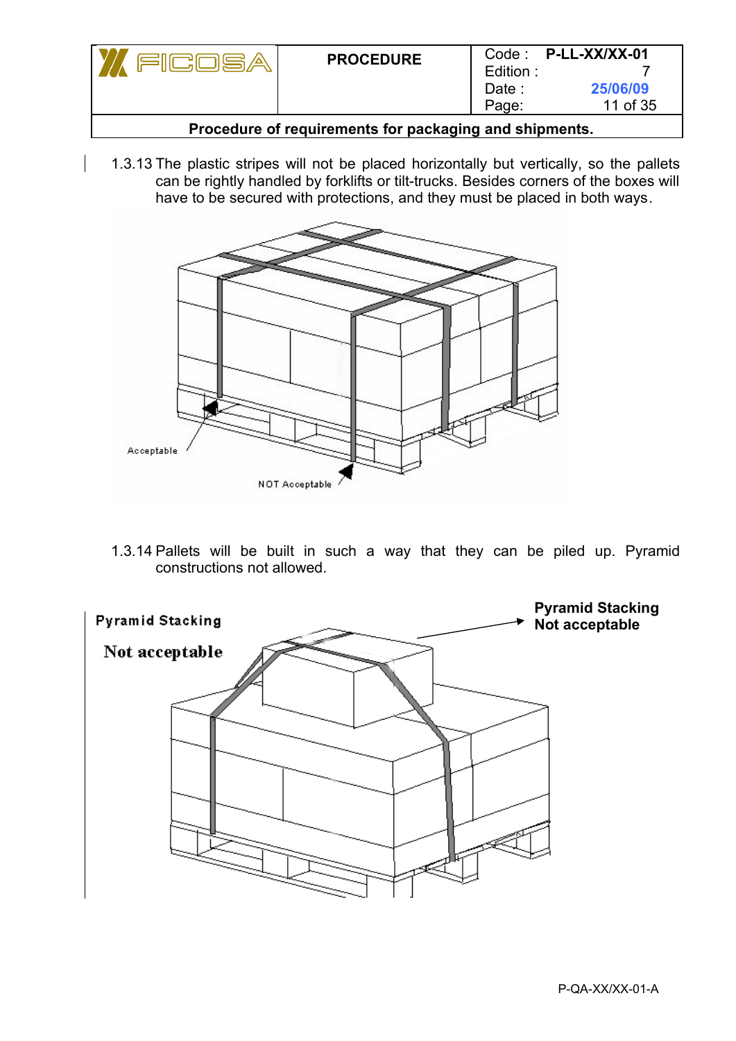1.3.13 The plastic stripes will not be placed horizontally but vertically, so the pallets can be rightly handled by forklifts or tilt-trucks. Besides corners of the boxes will have to be secured with protections, and they must be placed in both ways.

Acceptable

NOT Acceptable

1.3.14 Pallets will be built in such a way that they can be piled up. Pyramid constructions not allowed.

Pyramid Stacking

Not acceptable

**Pyramid Stacking Not acceptable**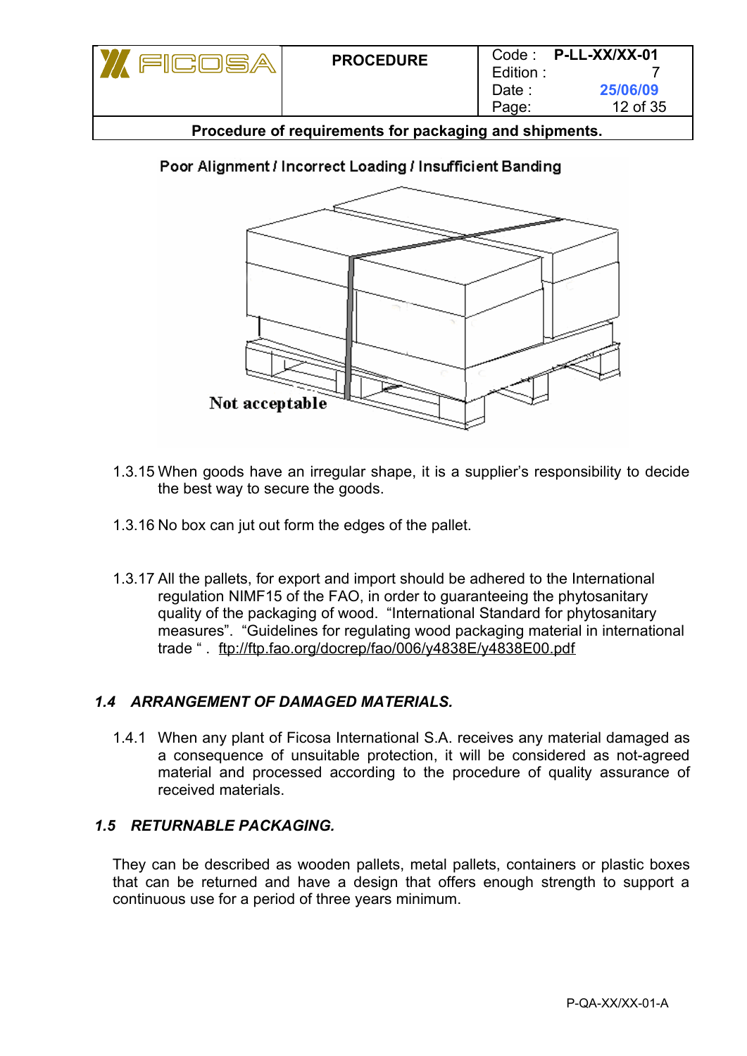Poor Alignment / Incorrect Loading / Insufficient Banding

Not acceptable

1.3.15 When goods have an irregular shape, it is a supplier's responsibility to decide the best way to secure the goods.

1.3.16 No box can jut out form the edges of the pallet.

1.3.17 All the pallets, for export and import should be adhered to the International regulation NIMF15 of the FAO, in order to guaranteeing the phytosanitary quality of the packaging of wood. "International Standard for phytosanitary measures". "Guidelines for regulating wood packaging material in international trade " . ftp://ftp.fao.org/docrep/fao/006/y4838E/y4838E00.pdf

### *1.4 ARRANGEMENT OF DAMAGED MATERIALS.*

1.4.1 When any plant of Ficosa International S.A. receives any material damaged as a consequence of unsuitable protection, it will be considered as not-agreed material and processed according to the procedure of quality assurance of received materials.

### *1.5 RETURNABLE PACKAGING.*

They can be described as wooden pallets, metal pallets, containers or plastic boxes that can be returned and have a design that offers enough strength to support a continuous use for a period of three years minimum.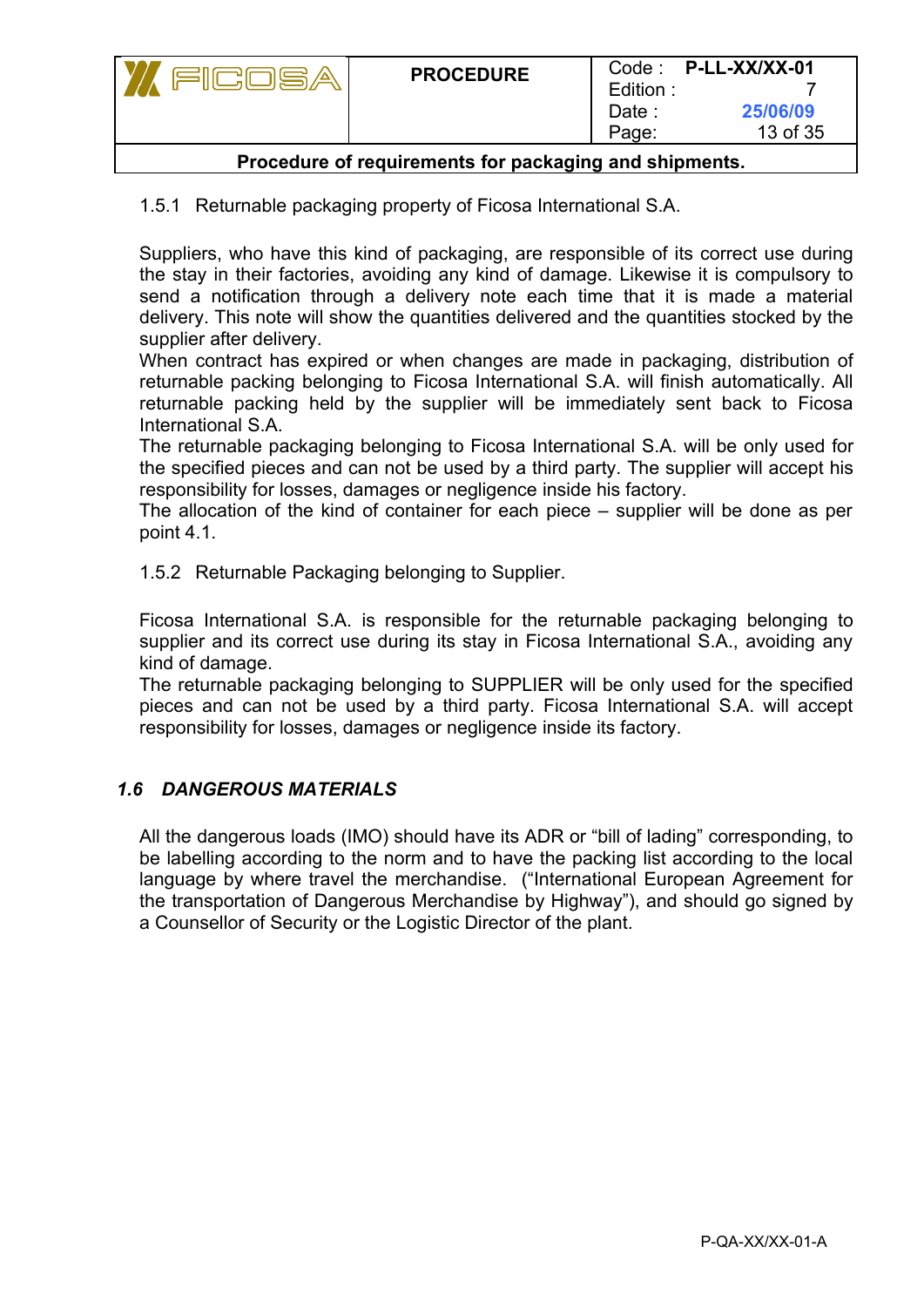### 1.5.1 Returnable packaging property of Ficosa International S.A.

Suppliers, who have this kind of packaging, are responsible of its correct use during the stay in their factories, avoiding any kind of damage. Likewise it is compulsory to send a notification through a delivery note each time that it is made a material delivery. This note will show the quantities delivered and the quantities stocked by the supplier after delivery.
When contract has expired or when changes are made in packaging, distribution of returnable packing belonging to Ficosa International S.A. will finish automatically. All returnable packing held by the supplier will be immediately sent back to Ficosa International S.A.
The returnable packaging belonging to Ficosa International S.A. will be only used for the specified pieces and can not be used by a third party. The supplier will accept his responsibility for losses, damages or negligence inside his factory.
The allocation of the kind of container for each piece – supplier will be done as per point 4.1.

### 1.5.2 Returnable Packaging belonging to Supplier.

Ficosa International S.A. is responsible for the returnable packaging belonging to supplier and its correct use during its stay in Ficosa International S.A., avoiding any kind of damage.
The returnable packaging belonging to SUPPLIER will be only used for the specified pieces and can not be used by a third party. Ficosa International S.A. will accept responsibility for losses, damages or negligence inside its factory.

## *1.6 DANGEROUS MATERIALS*

All the dangerous loads (IMO) should have its ADR or “bill of lading” corresponding, to be labelling according to the norm and to have the packing list according to the local language by where travel the merchandise. (“International European Agreement for the transportation of Dangerous Merchandise by Highway”), and should go signed by a Counsellor of Security or the Logistic Director of the plant.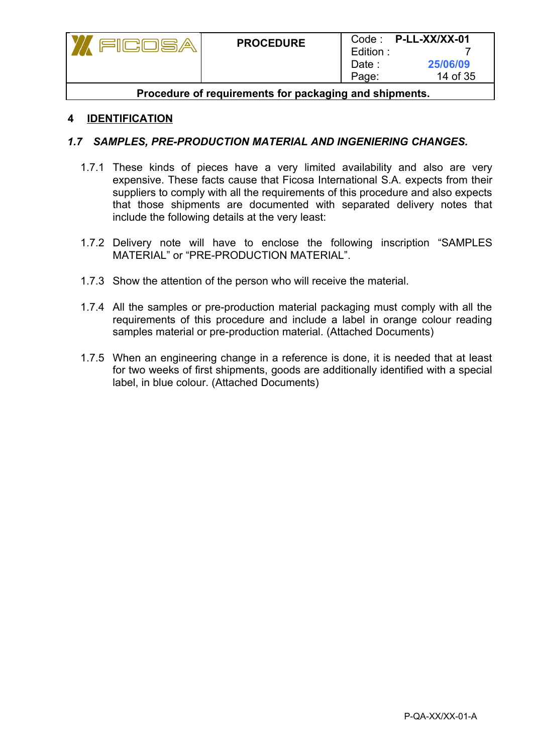# 4 IDENTIFICATION

## *1.7 SAMPLES, PRE-PRODUCTION MATERIAL AND INGENIERING CHANGES.*

1.7.1 These kinds of pieces have a very limited availability and also are very expensive. These facts cause that Ficosa International S.A. expects from their suppliers to comply with all the requirements of this procedure and also expects that those shipments are documented with separated delivery notes that include the following details at the very least:

1.7.2 Delivery note will have to enclose the following inscription "SAMPLES MATERIAL" or "PRE-PRODUCTION MATERIAL".

1.7.3 Show the attention of the person who will receive the material.

1.7.4 All the samples or pre-production material packaging must comply with all the requirements of this procedure and include a label in orange colour reading samples material or pre-production material. (Attached Documents)

1.7.5 When an engineering change in a reference is done, it is needed that at least for two weeks of first shipments, goods are additionally identified with a special label, in blue colour. (Attached Documents)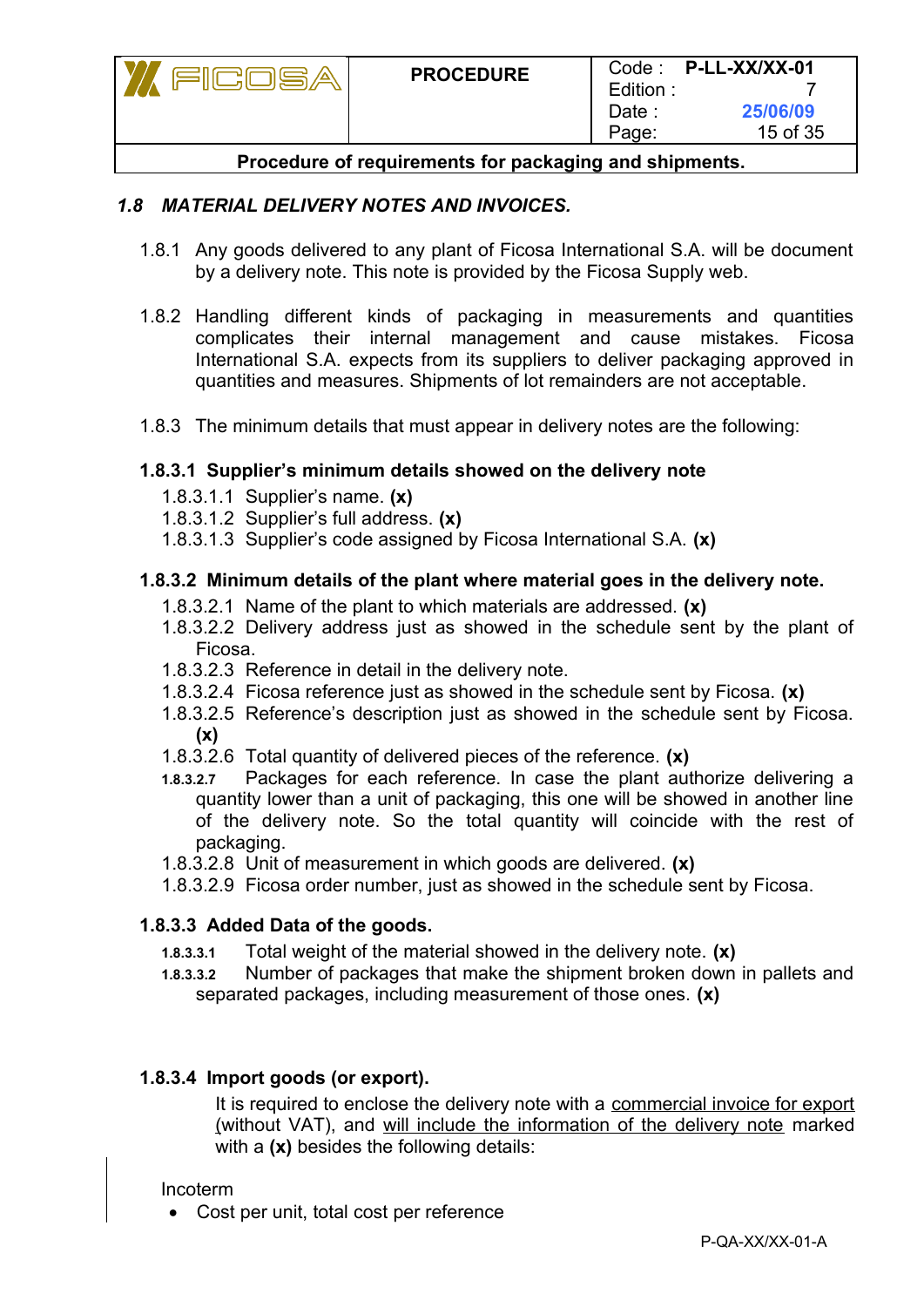## *1.8 MATERIAL DELIVERY NOTES AND INVOICES.*

1.8.1 Any goods delivered to any plant of Ficosa International S.A. will be document by a delivery note. This note is provided by the Ficosa Supply web.

1.8.2 Handling different kinds of packaging in measurements and quantities complicates their internal management and cause mistakes. Ficosa International S.A. expects from its suppliers to deliver packaging approved in quantities and measures. Shipments of lot remainders are not acceptable.

1.8.3 The minimum details that must appear in delivery notes are the following:

### 1.8.3.1 Supplier's minimum details showed on the delivery note

1.8.3.1.1 Supplier's name. **(x)**
1.8.3.1.2 Supplier's full address. **(x)**
1.8.3.1.3 Supplier's code assigned by Ficosa International S.A. **(x)**

### 1.8.3.2 Minimum details of the plant where material goes in the delivery note.

1.8.3.2.1 Name of the plant to which materials are addressed. **(x)**
1.8.3.2.2 Delivery address just as showed in the schedule sent by the plant of Ficosa.
1.8.3.2.3 Reference in detail in the delivery note.
1.8.3.2.4 Ficosa reference just as showed in the schedule sent by Ficosa. **(x)**
1.8.3.2.5 Reference's description just as showed in the schedule sent by Ficosa. **(x)**
1.8.3.2.6 Total quantity of delivered pieces of the reference. **(x)**
1.8.3.2.7 Packages for each reference. In case the plant authorize delivering a quantity lower than a unit of packaging, this one will be showed in another line of the delivery note. So the total quantity will coincide with the rest of packaging.
1.8.3.2.8 Unit of measurement in which goods are delivered. **(x)**
1.8.3.2.9 Ficosa order number, just as showed in the schedule sent by Ficosa.

### 1.8.3.3 Added Data of the goods.

1.8.3.3.1 Total weight of the material showed in the delivery note. **(x)**
1.8.3.3.2 Number of packages that make the shipment broken down in pallets and separated packages, including measurement of those ones. **(x)**

### 1.8.3.4 Import goods (or export).

It is required to enclose the delivery note with a commercial invoice for export (without VAT), and will include the information of the delivery note marked with a **(x)** besides the following details:

Incoterm

- Cost per unit, total cost per reference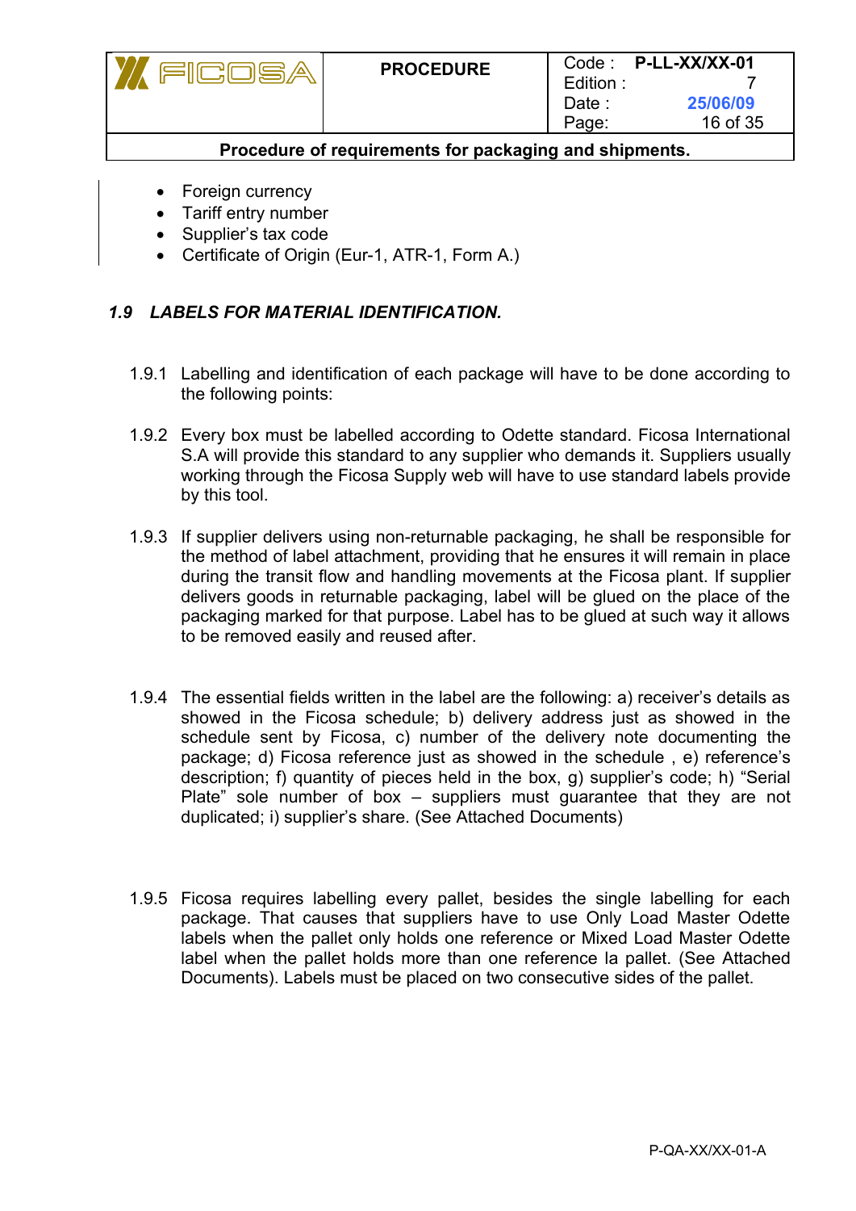- Foreign currency
- Tariff entry number
- Supplier's tax code
- Certificate of Origin (Eur-1, ATR-1, Form A.)

### *1.9 LABELS FOR MATERIAL IDENTIFICATION.*

1.9.1 Labelling and identification of each package will have to be done according to the following points:

1.9.2 Every box must be labelled according to Odette standard. Ficosa International S.A will provide this standard to any supplier who demands it. Suppliers usually working through the Ficosa Supply web will have to use standard labels provide by this tool.

1.9.3 If supplier delivers using non-returnable packaging, he shall be responsible for the method of label attachment, providing that he ensures it will remain in place during the transit flow and handling movements at the Ficosa plant. If supplier delivers goods in returnable packaging, label will be glued on the place of the packaging marked for that purpose. Label has to be glued at such way it allows to be removed easily and reused after.

1.9.4 The essential fields written in the label are the following: a) receiver's details as showed in the Ficosa schedule; b) delivery address just as showed in the schedule sent by Ficosa, c) number of the delivery note documenting the package; d) Ficosa reference just as showed in the schedule , e) reference's description; f) quantity of pieces held in the box, g) supplier's code; h) "Serial Plate" sole number of box – suppliers must guarantee that they are not duplicated; i) supplier's share. (See Attached Documents)

1.9.5 Ficosa requires labelling every pallet, besides the single labelling for each package. That causes that suppliers have to use Only Load Master Odette labels when the pallet only holds one reference or Mixed Load Master Odette label when the pallet holds more than one reference la pallet. (See Attached Documents). Labels must be placed on two consecutive sides of the pallet.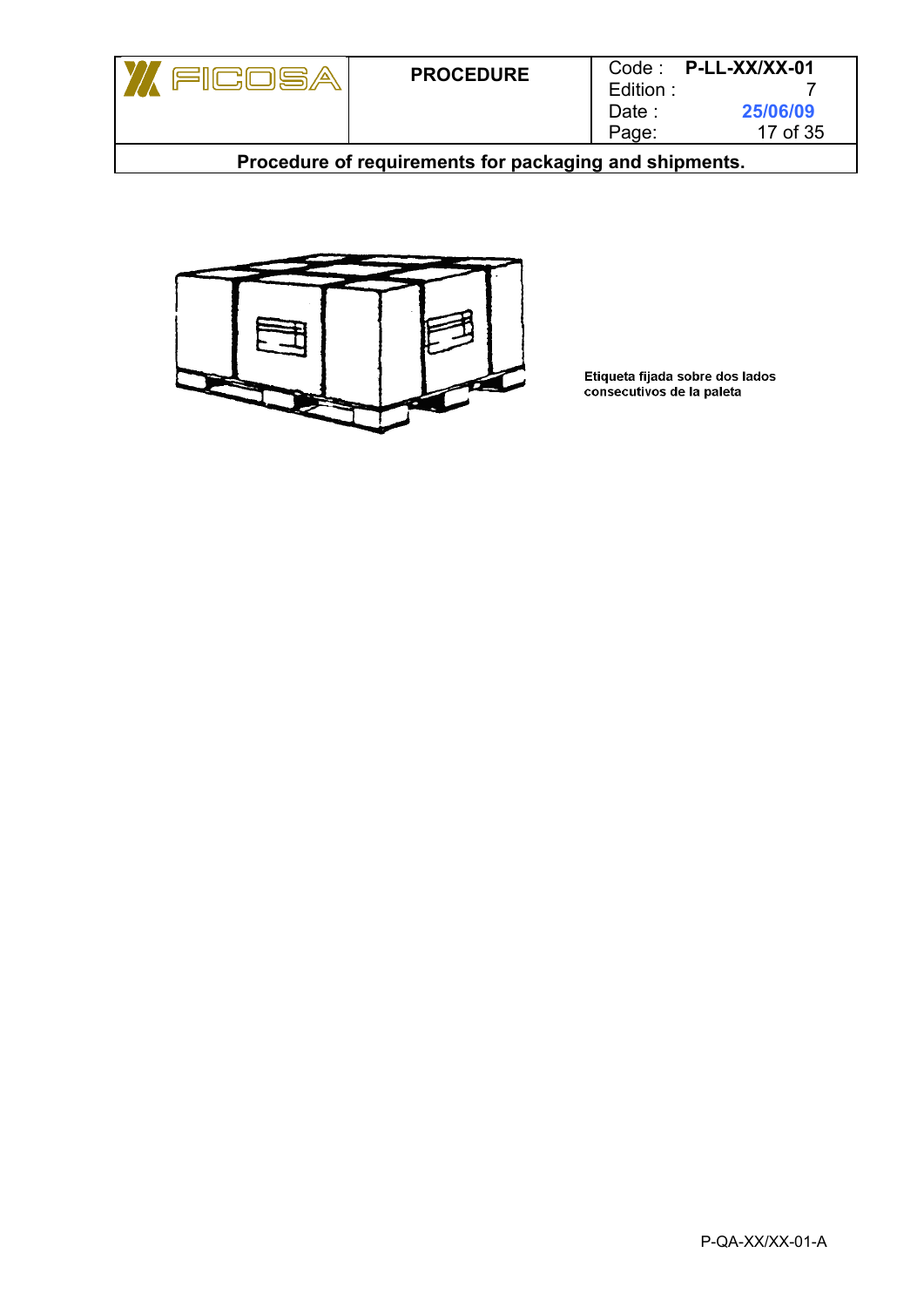Etiqueta fijada sobre dos lados consecutivos de la paleta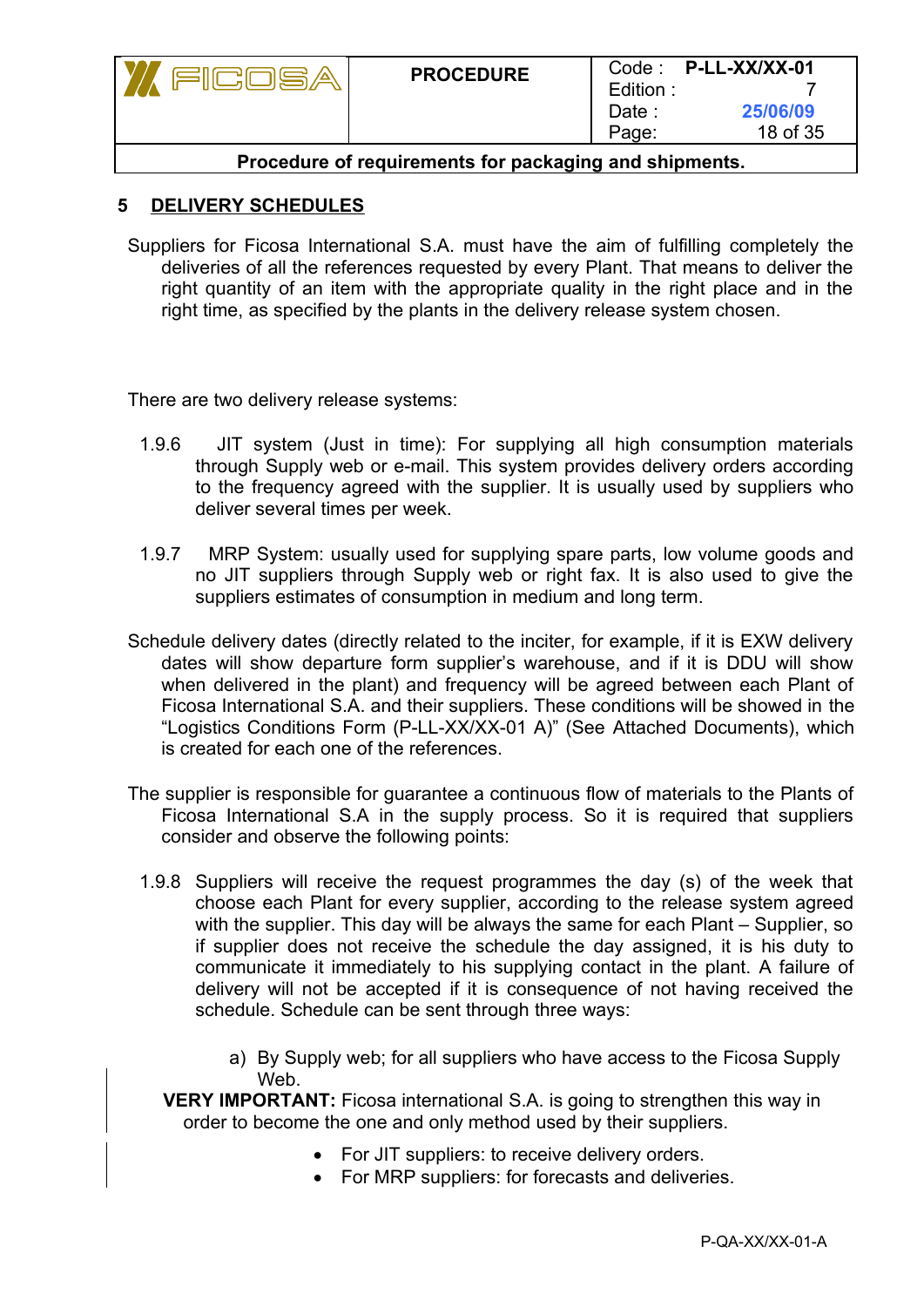## 5 DELIVERY SCHEDULES

Suppliers for Ficosa International S.A. must have the aim of fulfilling completely the deliveries of all the references requested by every Plant. That means to deliver the right quantity of an item with the appropriate quality in the right place and in the right time, as specified by the plants in the delivery release system chosen.

There are two delivery release systems:

1.9.6 JIT system (Just in time): For supplying all high consumption materials through Supply web or e-mail. This system provides delivery orders according to the frequency agreed with the supplier. It is usually used by suppliers who deliver several times per week.

1.9.7 MRP System: usually used for supplying spare parts, low volume goods and no JIT suppliers through Supply web or right fax. It is also used to give the suppliers estimates of consumption in medium and long term.

Schedule delivery dates (directly related to the inciter, for example, if it is EXW delivery dates will show departure form supplier's warehouse, and if it is DDU will show when delivered in the plant) and frequency will be agreed between each Plant of Ficosa International S.A. and their suppliers. These conditions will be showed in the "Logistics Conditions Form (P-LL-XX/XX-01 A)" (See Attached Documents), which is created for each one of the references.

The supplier is responsible for guarantee a continuous flow of materials to the Plants of Ficosa International S.A in the supply process. So it is required that suppliers consider and observe the following points:

1.9.8 Suppliers will receive the request programmes the day (s) of the week that choose each Plant for every supplier, according to the release system agreed with the supplier. This day will be always the same for each Plant – Supplier, so if supplier does not receive the schedule the day assigned, it is his duty to communicate it immediately to his supplying contact in the plant. A failure of delivery will not be accepted if it is consequence of not having received the schedule. Schedule can be sent through three ways:

a) By Supply web; for all suppliers who have access to the Ficosa Supply Web.

**VERY IMPORTANT:** Ficosa international S.A. is going to strengthen this way in order to become the one and only method used by their suppliers.

- For JIT suppliers: to receive delivery orders.
- For MRP suppliers: for forecasts and deliveries.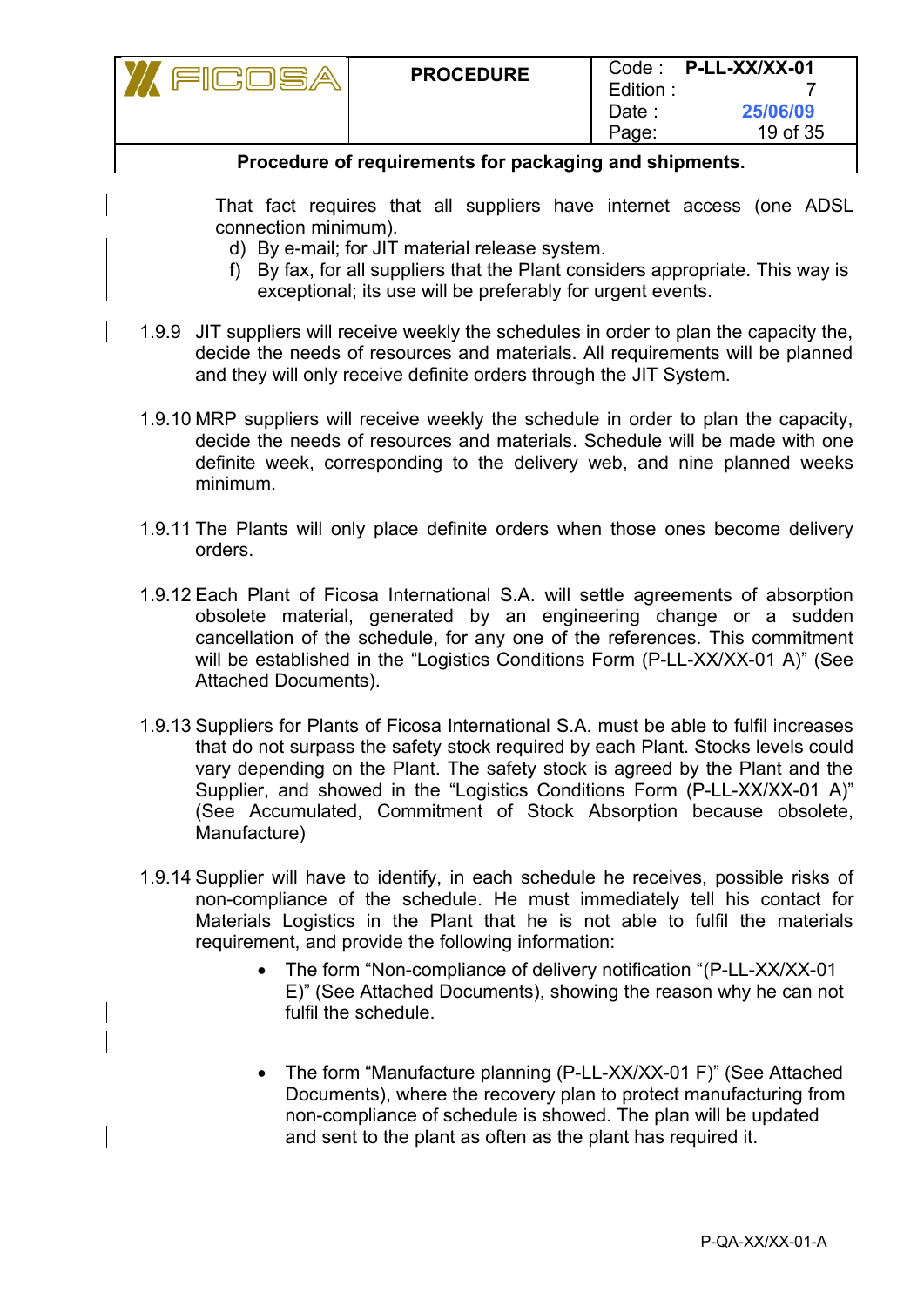That fact requires that all suppliers have internet access (one ADSL connection minimum).

d) By e-mail; for JIT material release system.
f) By fax, for all suppliers that the Plant considers appropriate. This way is exceptional; its use will be preferably for urgent events.

1.9.9 JIT suppliers will receive weekly the schedules in order to plan the capacity the, decide the needs of resources and materials. All requirements will be planned and they will only receive definite orders through the JIT System.

1.9.10 MRP suppliers will receive weekly the schedule in order to plan the capacity, decide the needs of resources and materials. Schedule will be made with one definite week, corresponding to the delivery web, and nine planned weeks minimum.

1.9.11 The Plants will only place definite orders when those ones become delivery orders.

1.9.12 Each Plant of Ficosa International S.A. will settle agreements of absorption obsolete material, generated by an engineering change or a sudden cancellation of the schedule, for any one of the references. This commitment will be established in the “Logistics Conditions Form (P-LL-XX/XX-01 A)” (See Attached Documents).

1.9.13 Suppliers for Plants of Ficosa International S.A. must be able to fulfil increases that do not surpass the safety stock required by each Plant. Stocks levels could vary depending on the Plant. The safety stock is agreed by the Plant and the Supplier, and showed in the “Logistics Conditions Form (P-LL-XX/XX-01 A)” (See Accumulated, Commitment of Stock Absorption because obsolete, Manufacture)

1.9.14 Supplier will have to identify, in each schedule he receives, possible risks of non-compliance of the schedule. He must immediately tell his contact for Materials Logistics in the Plant that he is not able to fulfil the materials requirement, and provide the following information:

- The form “Non-compliance of delivery notification “(P-LL-XX/XX-01 E)” (See Attached Documents), showing the reason why he can not fulfil the schedule.

- The form “Manufacture planning (P-LL-XX/XX-01 F)” (See Attached Documents), where the recovery plan to protect manufacturing from non-compliance of schedule is showed. The plan will be updated and sent to the plant as often as the plant has required it.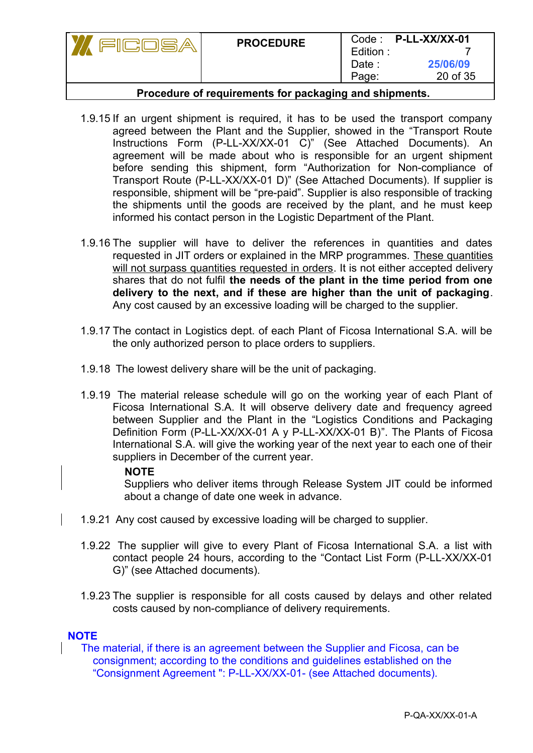1.9.15 If an urgent shipment is required, it has to be used the transport company agreed between the Plant and the Supplier, showed in the "Transport Route Instructions Form (P-LL-XX/XX-01 C)" (See Attached Documents). An agreement will be made about who is responsible for an urgent shipment before sending this shipment, form "Authorization for Non-compliance of Transport Route (P-LL-XX/XX-01 D)" (See Attached Documents). If supplier is responsible, shipment will be "pre-paid". Supplier is also responsible of tracking the shipments until the goods are received by the plant, and he must keep informed his contact person in the Logistic Department of the Plant.

1.9.16 The supplier will have to deliver the references in quantities and dates requested in JIT orders or explained in the MRP programmes. <u>These quantities will not surpass quantities requested in orders</u>. It is not either accepted delivery shares that do not fulfil **the needs of the plant in the time period from one delivery to the next, and if these are higher than the unit of packaging**. Any cost caused by an excessive loading will be charged to the supplier.

1.9.17 The contact in Logistics dept. of each Plant of Ficosa International S.A. will be the only authorized person to place orders to suppliers.

1.9.18 The lowest delivery share will be the unit of packaging.

1.9.19 The material release schedule will go on the working year of each Plant of Ficosa International S.A. It will observe delivery date and frequency agreed between Supplier and the Plant in the "Logistics Conditions and Packaging Definition Form (P-LL-XX/XX-01 A y P-LL-XX/XX-01 B)". The Plants of Ficosa International S.A. will give the working year of the next year to each one of their suppliers in December of the current year.

**NOTE**
Suppliers who deliver items through Release System JIT could be informed about a change of date one week in advance.

1.9.21 Any cost caused by excessive loading will be charged to supplier.

1.9.22 The supplier will give to every Plant of Ficosa International S.A. a list with contact people 24 hours, according to the "Contact List Form (P-LL-XX/XX-01 G)" (see Attached documents).

1.9.23 The supplier is responsible for all costs caused by delays and other related costs caused by non-compliance of delivery requirements.

**NOTE**
The material, if there is an agreement between the Supplier and Ficosa, can be consignment; according to the conditions and guidelines established on the "Consignment Agreement ": P-LL-XX/XX-01- (see Attached documents).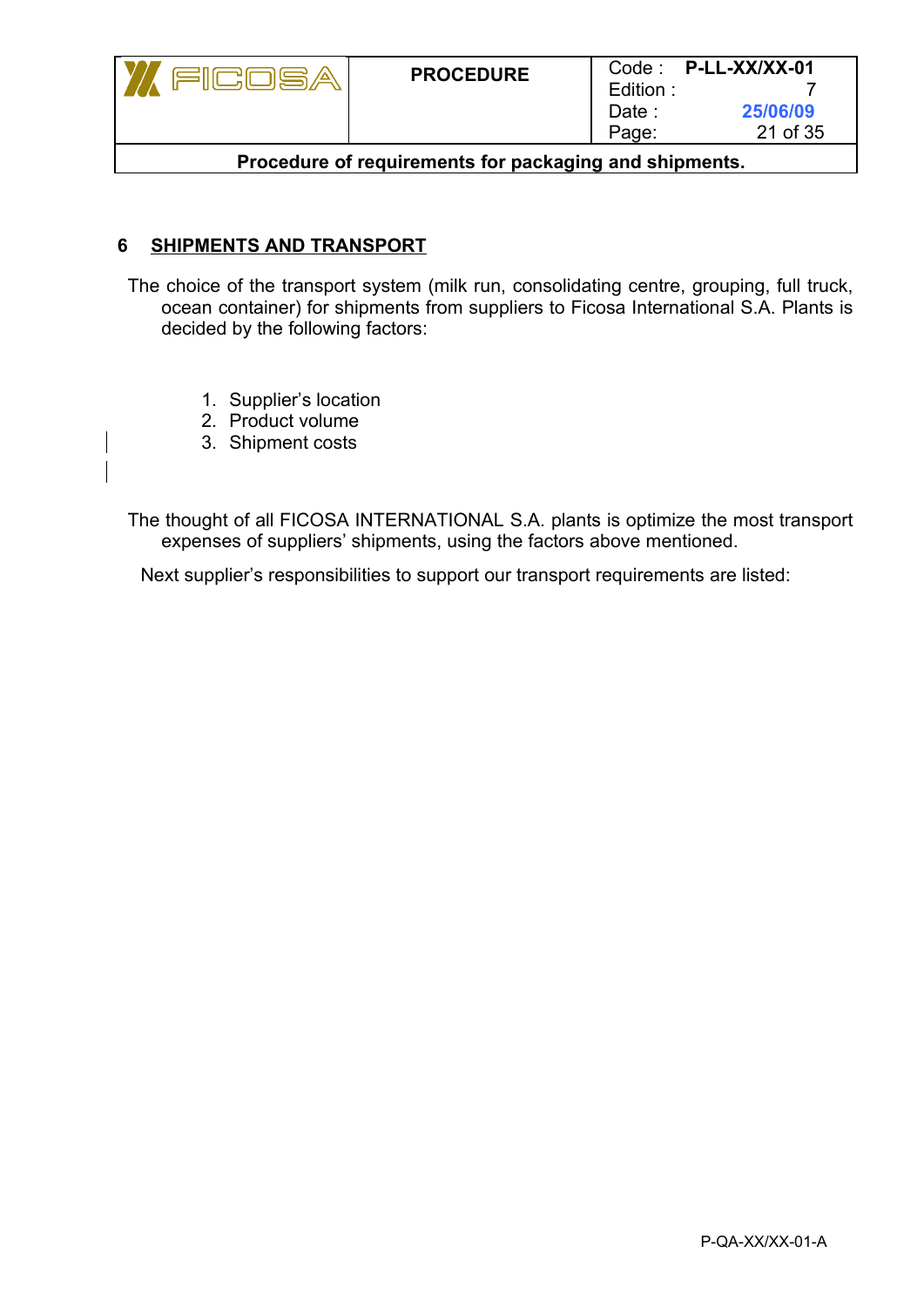## 6 SHIPMENTS AND TRANSPORT

The choice of the transport system (milk run, consolidating centre, grouping, full truck, ocean container) for shipments from suppliers to Ficosa International S.A. Plants is decided by the following factors:

1. Supplier's location
2. Product volume
3. Shipment costs

The thought of all FICOSA INTERNATIONAL S.A. plants is optimize the most transport expenses of suppliers' shipments, using the factors above mentioned.

Next supplier's responsibilities to support our transport requirements are listed: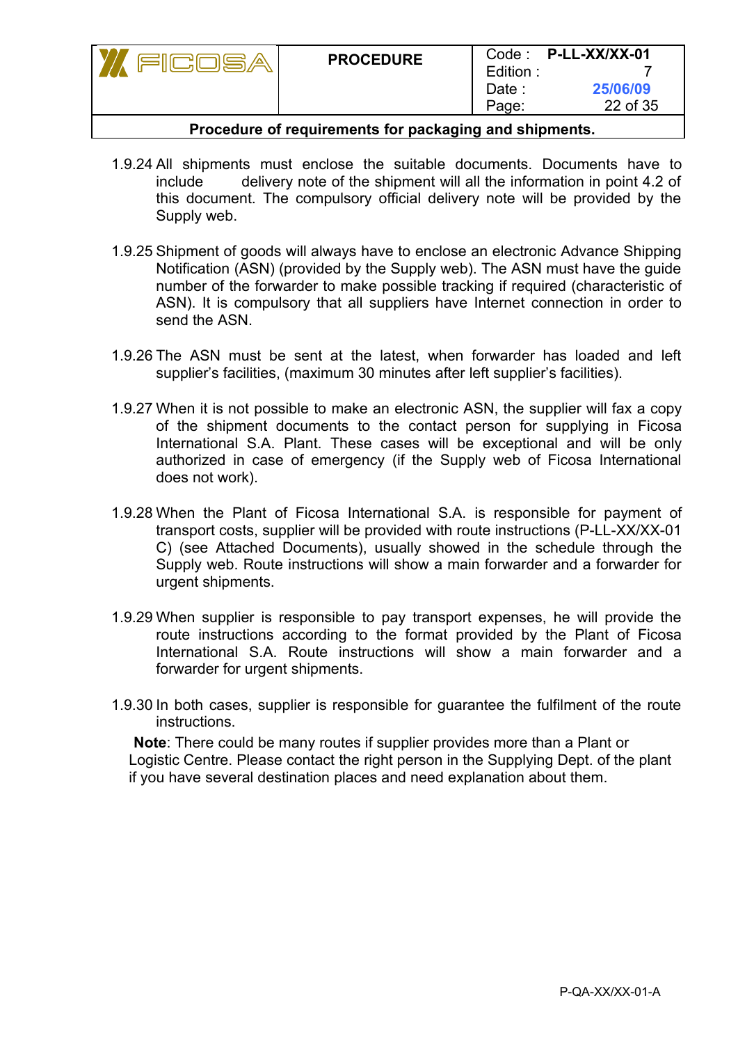1.9.24 All shipments must enclose the suitable documents. Documents have to include delivery note of the shipment will all the information in point 4.2 of this document. The compulsory official delivery note will be provided by the Supply web.

1.9.25 Shipment of goods will always have to enclose an electronic Advance Shipping Notification (ASN) (provided by the Supply web). The ASN must have the guide number of the forwarder to make possible tracking if required (characteristic of ASN). It is compulsory that all suppliers have Internet connection in order to send the ASN.

1.9.26 The ASN must be sent at the latest, when forwarder has loaded and left supplier's facilities, (maximum 30 minutes after left supplier's facilities).

1.9.27 When it is not possible to make an electronic ASN, the supplier will fax a copy of the shipment documents to the contact person for supplying in Ficosa International S.A. Plant. These cases will be exceptional and will be only authorized in case of emergency (if the Supply web of Ficosa International does not work).

1.9.28 When the Plant of Ficosa International S.A. is responsible for payment of transport costs, supplier will be provided with route instructions (P-LL-XX/XX-01 C) (see Attached Documents), usually showed in the schedule through the Supply web. Route instructions will show a main forwarder and a forwarder for urgent shipments.

1.9.29 When supplier is responsible to pay transport expenses, he will provide the route instructions according to the format provided by the Plant of Ficosa International S.A. Route instructions will show a main forwarder and a forwarder for urgent shipments.

1.9.30 In both cases, supplier is responsible for guarantee the fulfilment of the route instructions.

**Note**: There could be many routes if supplier provides more than a Plant or Logistic Centre. Please contact the right person in the Supplying Dept. of the plant if you have several destination places and need explanation about them.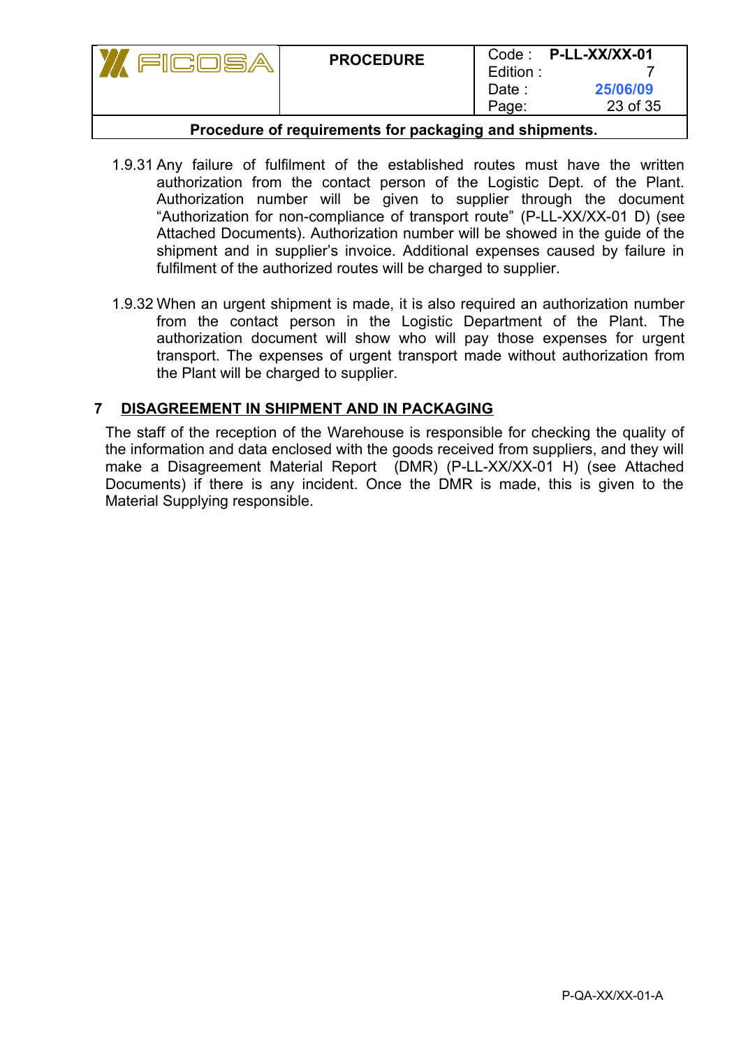1.9.31 Any failure of fulfilment of the established routes must have the written authorization from the contact person of the Logistic Dept. of the Plant. Authorization number will be given to supplier through the document "Authorization for non-compliance of transport route" (P-LL-XX/XX-01 D) (see Attached Documents). Authorization number will be showed in the guide of the shipment and in supplier's invoice. Additional expenses caused by failure in fulfilment of the authorized routes will be charged to supplier.

1.9.32 When an urgent shipment is made, it is also required an authorization number from the contact person in the Logistic Department of the Plant. The authorization document will show who will pay those expenses for urgent transport. The expenses of urgent transport made without authorization from the Plant will be charged to supplier.

## 7 DISAGREEMENT IN SHIPMENT AND IN PACKAGING

The staff of the reception of the Warehouse is responsible for checking the quality of the information and data enclosed with the goods received from suppliers, and they will make a Disagreement Material Report (DMR) (P-LL-XX/XX-01 H) (see Attached Documents) if there is any incident. Once the DMR is made, this is given to the Material Supplying responsible.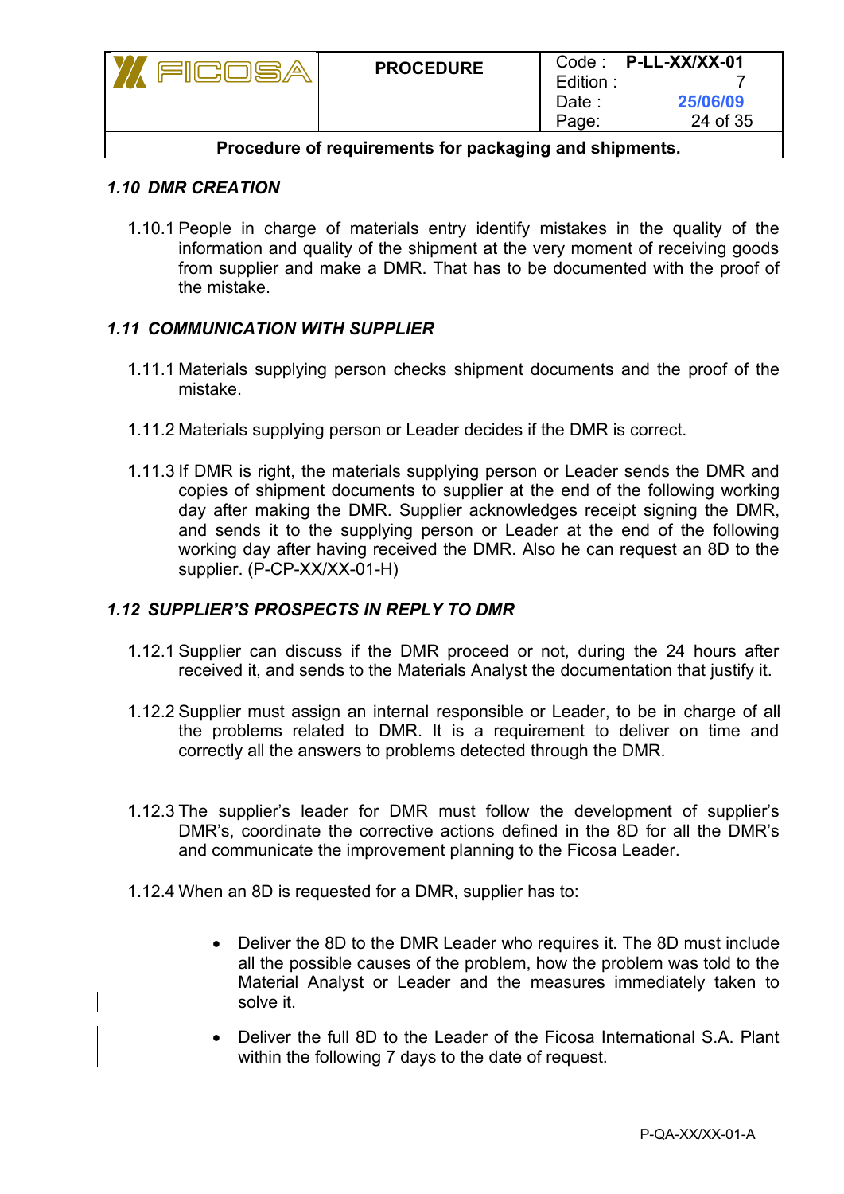### *1.10 DMR CREATION*

1.10.1 People in charge of materials entry identify mistakes in the quality of the information and quality of the shipment at the very moment of receiving goods from supplier and make a DMR. That has to be documented with the proof of the mistake.

### *1.11 COMMUNICATION WITH SUPPLIER*

1.11.1 Materials supplying person checks shipment documents and the proof of the mistake.

1.11.2 Materials supplying person or Leader decides if the DMR is correct.

1.11.3 If DMR is right, the materials supplying person or Leader sends the DMR and copies of shipment documents to supplier at the end of the following working day after making the DMR. Supplier acknowledges receipt signing the DMR, and sends it to the supplying person or Leader at the end of the following working day after having received the DMR. Also he can request an 8D to the supplier. (P-CP-XX/XX-01-H)

### *1.12 SUPPLIER'S PROSPECTS IN REPLY TO DMR*

1.12.1 Supplier can discuss if the DMR proceed or not, during the 24 hours after received it, and sends to the Materials Analyst the documentation that justify it.

1.12.2 Supplier must assign an internal responsible or Leader, to be in charge of all the problems related to DMR. It is a requirement to deliver on time and correctly all the answers to problems detected through the DMR.

1.12.3 The supplier's leader for DMR must follow the development of supplier's DMR's, coordinate the corrective actions defined in the 8D for all the DMR's and communicate the improvement planning to the Ficosa Leader.

1.12.4 When an 8D is requested for a DMR, supplier has to:

- Deliver the 8D to the DMR Leader who requires it. The 8D must include all the possible causes of the problem, how the problem was told to the Material Analyst or Leader and the measures immediately taken to solve it.
- Deliver the full 8D to the Leader of the Ficosa International S.A. Plant within the following 7 days to the date of request.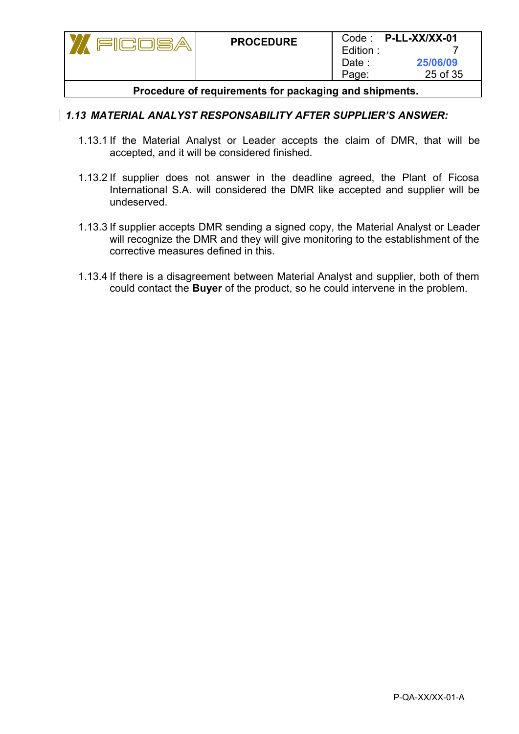### *1.13 MATERIAL ANALYST RESPONSABILITY AFTER SUPPLIER'S ANSWER:*

1.13.1 If the Material Analyst or Leader accepts the claim of DMR, that will be accepted, and it will be considered finished.

1.13.2 If supplier does not answer in the deadline agreed, the Plant of Ficosa International S.A. will considered the DMR like accepted and supplier will be undeserved.

1.13.3 If supplier accepts DMR sending a signed copy, the Material Analyst or Leader will recognize the DMR and they will give monitoring to the establishment of the corrective measures defined in this.

1.13.4 If there is a disagreement between Material Analyst and supplier, both of them could contact the **Buyer** of the product, so he could intervene in the problem.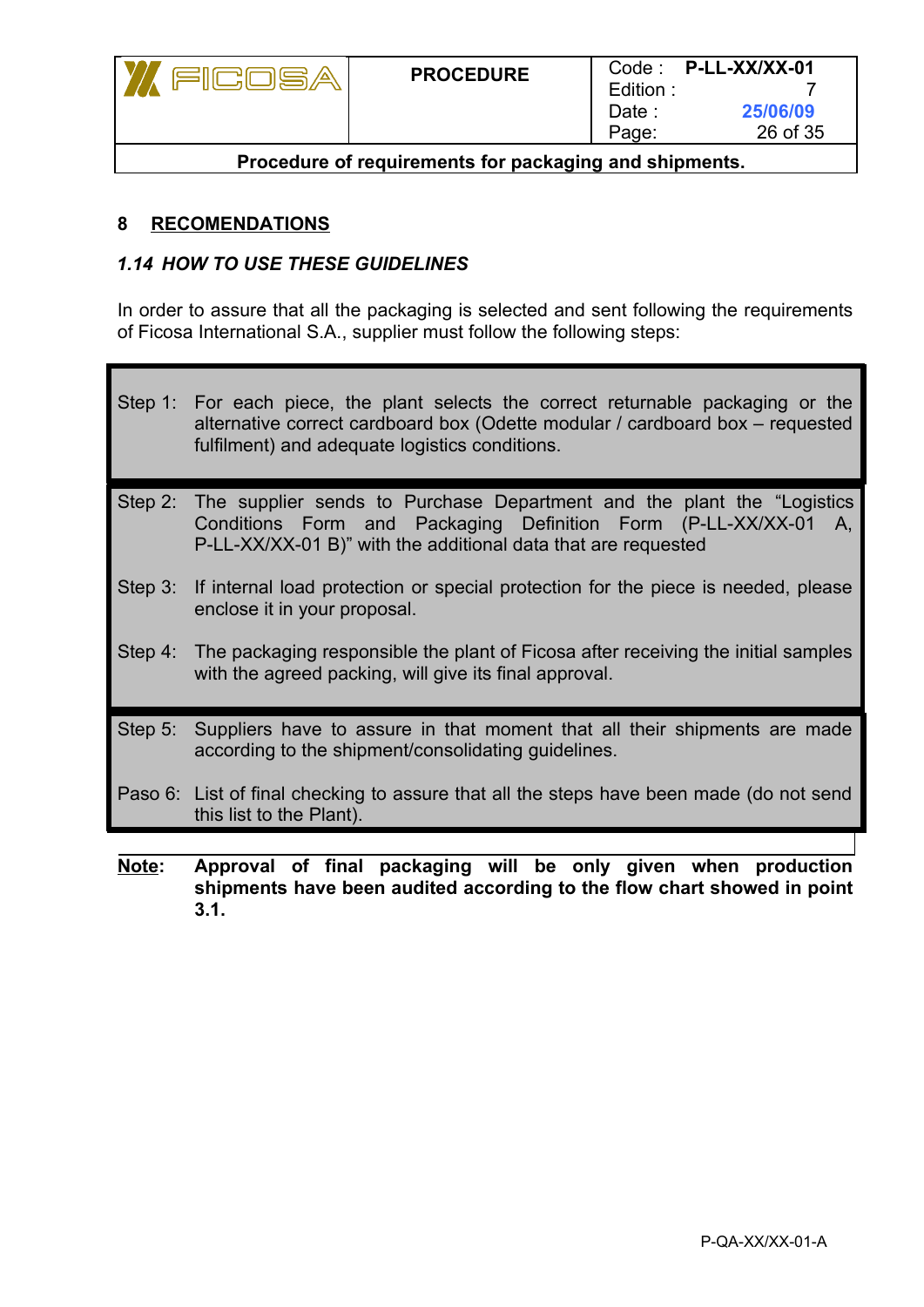## 8 RECOMENDATIONS

### *1.14 HOW TO USE THESE GUIDELINES*

In order to assure that all the packaging is selected and sent following the requirements of Ficosa International S.A., supplier must follow the following steps:

| | |
|---|---|
| Step 1: | For each piece, the plant selects the correct returnable packaging or the alternative correct cardboard box (Odette modular / cardboard box – requested fulfilment) and adequate logistics conditions. |
| Step 2: | The supplier sends to Purchase Department and the plant the "Logistics Conditions Form and Packaging Definition Form (P-LL-XX/XX-01 A, P-LL-XX/XX-01 B)" with the additional data that are requested |
| Step 3: | If internal load protection or special protection for the piece is needed, please enclose it in your proposal. |
| Step 4: | The packaging responsible the plant of Ficosa after receiving the initial samples with the agreed packing, will give its final approval. |
| Step 5: | Suppliers have to assure in that moment that all their shipments are made according to the shipment/consolidating guidelines. |
| Paso 6: | List of final checking to assure that all the steps have been made (do not send this list to the Plant). |

**Note:** **Approval of final packaging will be only given when production shipments have been audited according to the flow chart showed in point 3.1.**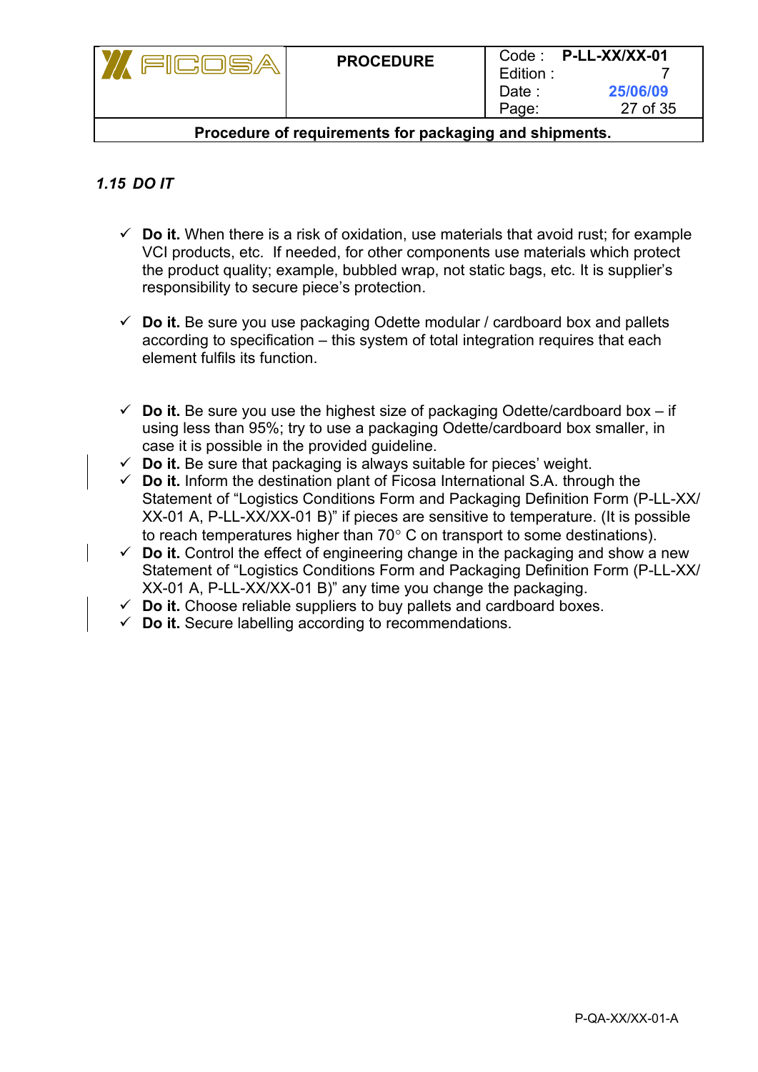### *1.15 DO IT*

- ✓ **Do it.** When there is a risk of oxidation, use materials that avoid rust; for example VCI products, etc. If needed, for other components use materials which protect the product quality; example, bubbled wrap, not static bags, etc. It is supplier's responsibility to secure piece's protection.

- ✓ **Do it.** Be sure you use packaging Odette modular / cardboard box and pallets according to specification – this system of total integration requires that each element fulfils its function.

- ✓ **Do it.** Be sure you use the highest size of packaging Odette/cardboard box – if using less than 95%; try to use a packaging Odette/cardboard box smaller, in case it is possible in the provided guideline.
- ✓ **Do it.** Be sure that packaging is always suitable for pieces' weight.
- ✓ **Do it.** Inform the destination plant of Ficosa International S.A. through the Statement of "Logistics Conditions Form and Packaging Definition Form (P-LL-XX/XX-01 A, P-LL-XX/XX-01 B)" if pieces are sensitive to temperature. (It is possible to reach temperatures higher than 70° C on transport to some destinations).
- ✓ **Do it.** Control the effect of engineering change in the packaging and show a new Statement of "Logistics Conditions Form and Packaging Definition Form (P-LL-XX/XX-01 A, P-LL-XX/XX-01 B)" any time you change the packaging.
- ✓ **Do it.** Choose reliable suppliers to buy pallets and cardboard boxes.
- ✓ **Do it.** Secure labelling according to recommendations.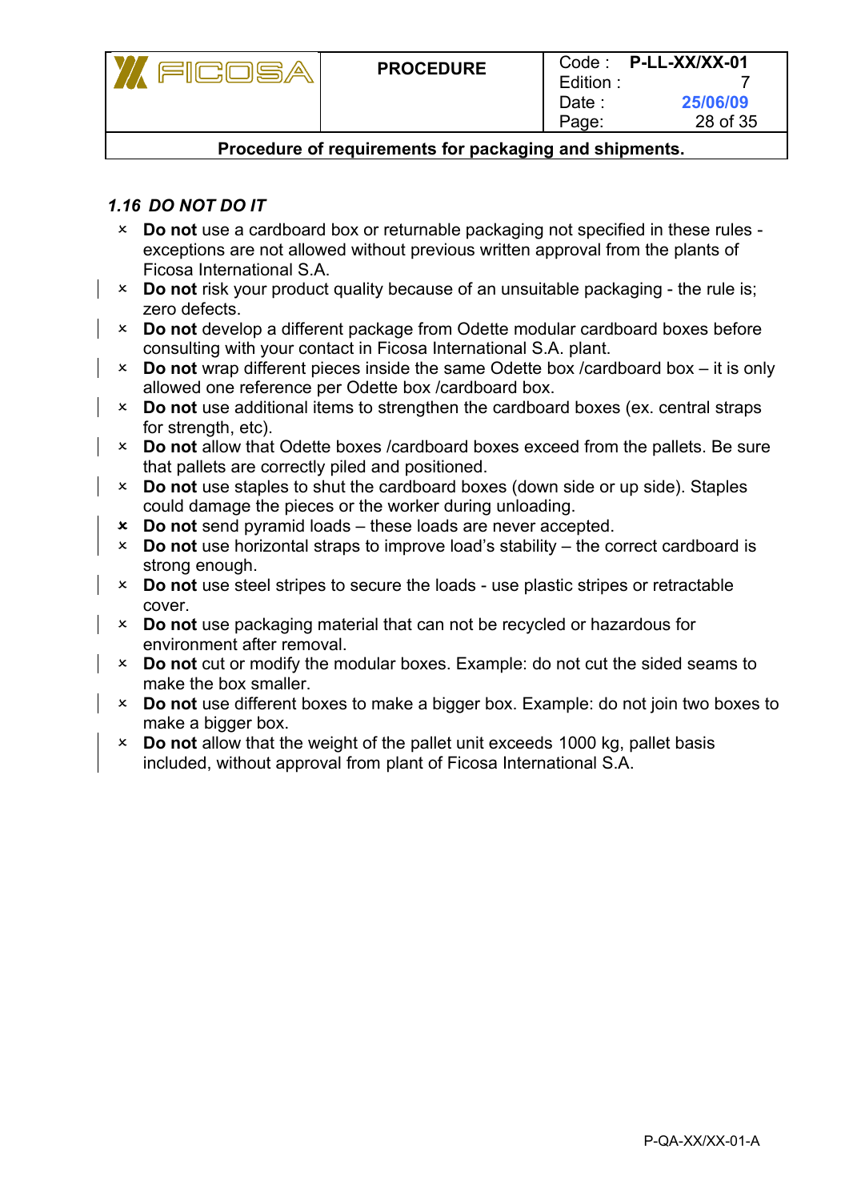### *1.16 DO NOT DO IT*

- × **Do not** use a cardboard box or returnable packaging not specified in these rules - exceptions are not allowed without previous written approval from the plants of Ficosa International S.A.
- × **Do not** risk your product quality because of an unsuitable packaging - the rule is; zero defects.
- × **Do not** develop a different package from Odette modular cardboard boxes before consulting with your contact in Ficosa International S.A. plant.
- × **Do not** wrap different pieces inside the same Odette box /cardboard box – it is only allowed one reference per Odette box /cardboard box.
- × **Do not** use additional items to strengthen the cardboard boxes (ex. central straps for strength, etc).
- × **Do not** allow that Odette boxes /cardboard boxes exceed from the pallets. Be sure that pallets are correctly piled and positioned.
- × **Do not** use staples to shut the cardboard boxes (down side or up side). Staples could damage the pieces or the worker during unloading.
- × **Do not** send pyramid loads – these loads are never accepted.
- × **Do not** use horizontal straps to improve load's stability – the correct cardboard is strong enough.
- × **Do not** use steel stripes to secure the loads - use plastic stripes or retractable cover.
- × **Do not** use packaging material that can not be recycled or hazardous for environment after removal.
- × **Do not** cut or modify the modular boxes. Example: do not cut the sided seams to make the box smaller.
- × **Do not** use different boxes to make a bigger box. Example: do not join two boxes to make a bigger box.
- × **Do not** allow that the weight of the pallet unit exceeds 1000 kg, pallet basis included, without approval from plant of Ficosa International S.A.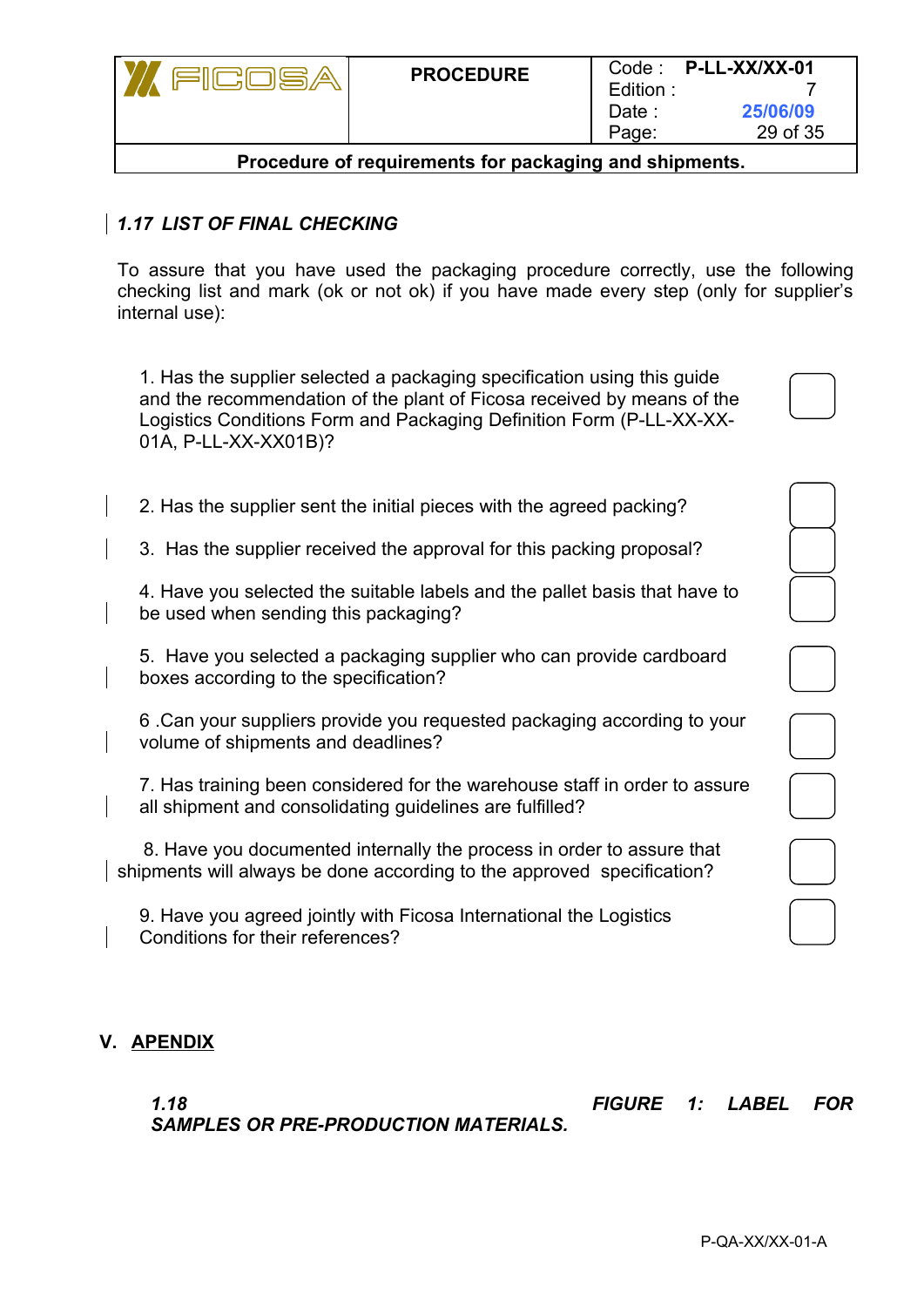### *1.17 LIST OF FINAL CHECKING*

To assure that you have used the packaging procedure correctly, use the following checking list and mark (ok or not ok) if you have made every step (only for supplier's internal use):

1. Has the supplier selected a packaging specification using this guide and the recommendation of the plant of Ficosa received by means of the Logistics Conditions Form and Packaging Definition Form (P-LL-XX-XX-01A, P-LL-XX-XX01B)? ☐

2. Has the supplier sent the initial pieces with the agreed packing? ☐

3. Has the supplier received the approval for this packing proposal? ☐

4. Have you selected the suitable labels and the pallet basis that have to be used when sending this packaging? ☐

5. Have you selected a packaging supplier who can provide cardboard boxes according to the specification? ☐

6 .Can your suppliers provide you requested packaging according to your volume of shipments and deadlines? ☐

7. Has training been considered for the warehouse staff in order to assure all shipment and consolidating guidelines are fulfilled? ☐

8. Have you documented internally the process in order to assure that shipments will always be done according to the approved specification? ☐

9. Have you agreed jointly with Ficosa International the Logistics Conditions for their references? ☐

## V. APENDIX

### *1.18 FIGURE 1: LABEL FOR SAMPLES OR PRE-PRODUCTION MATERIALS.*

P-QA-XX/XX-01-A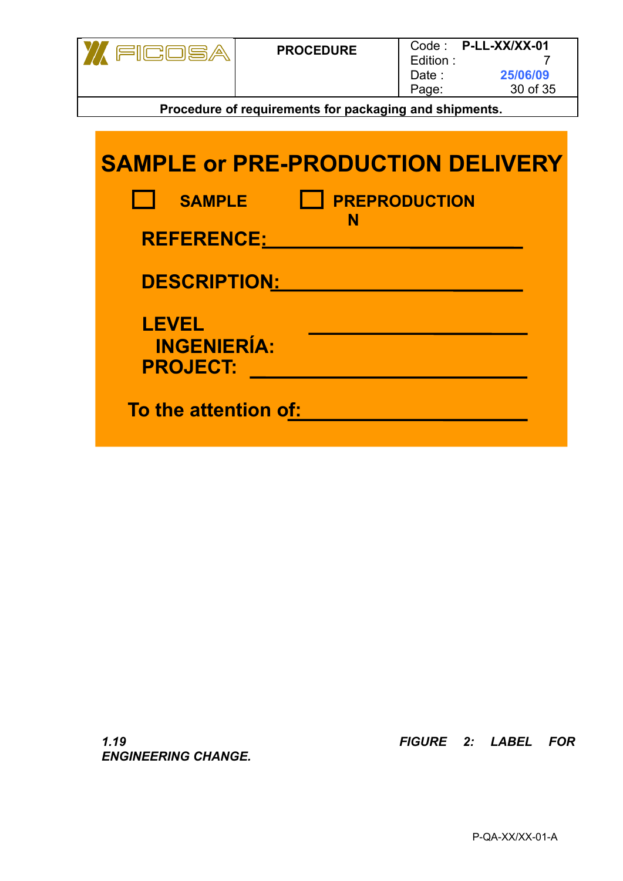**SAMPLE or PRE-PRODUCTION DELIVERY**

☐ **SAMPLE** ☐ **PREPRODUCTION**

**REFERENCE:**_________________________

**DESCRIPTION:**______________________

**LEVEL INGENIERÍA:** ____________________

**PROJECT:** ___________________________

**To the attention of:**______________________

***1.19 FIGURE 2: LABEL FOR ENGINEERING CHANGE.***

P-QA-XX/XX-01-A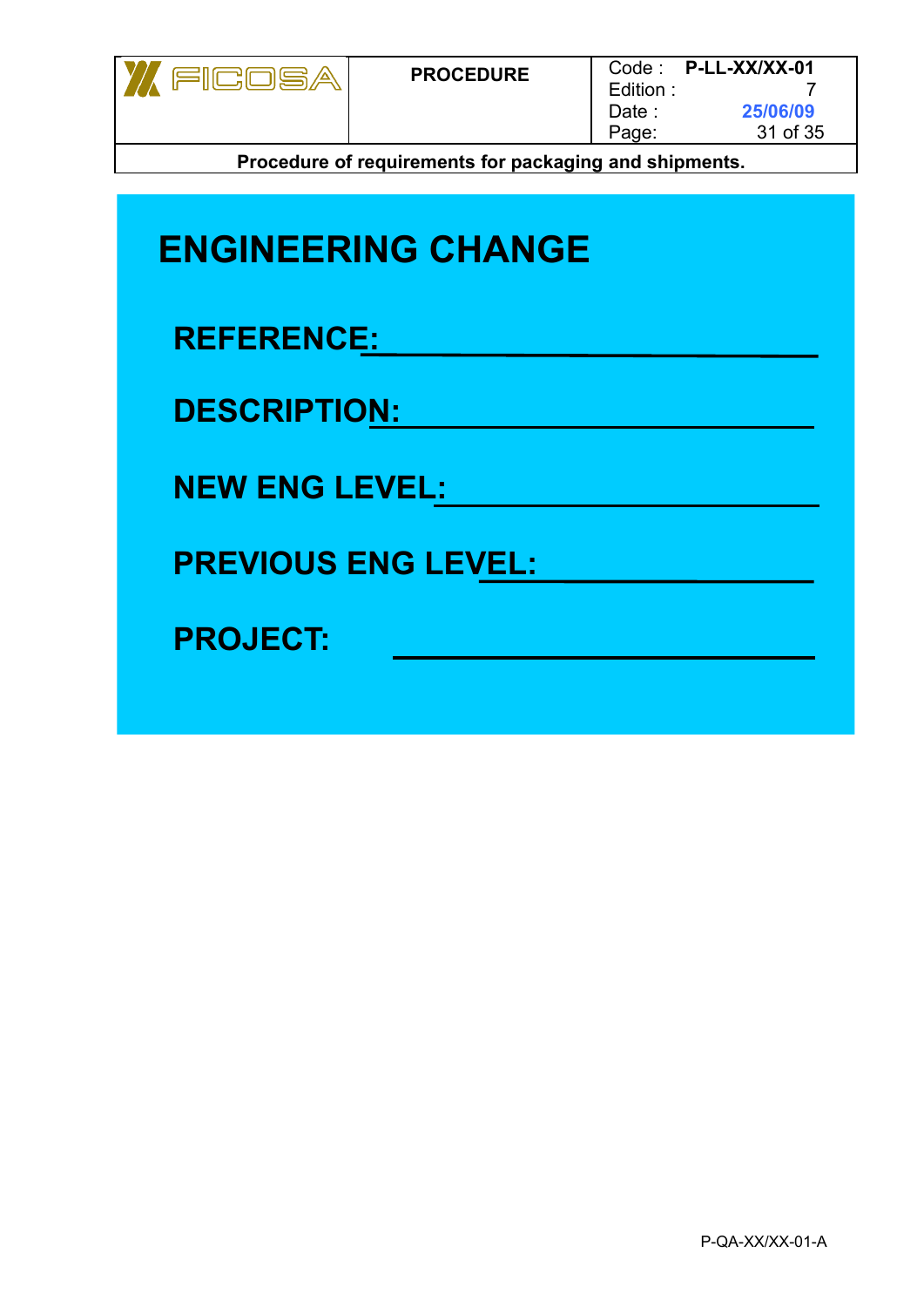# ENGINEERING CHANGE

**REFERENCE:** ______________________________

**DESCRIPTION:** ______________________________

**NEW ENG LEVEL:** ______________________________

**PREVIOUS ENG LEVEL:** ______________________________

**PROJECT:** ______________________________

P-QA-XX/XX-01-A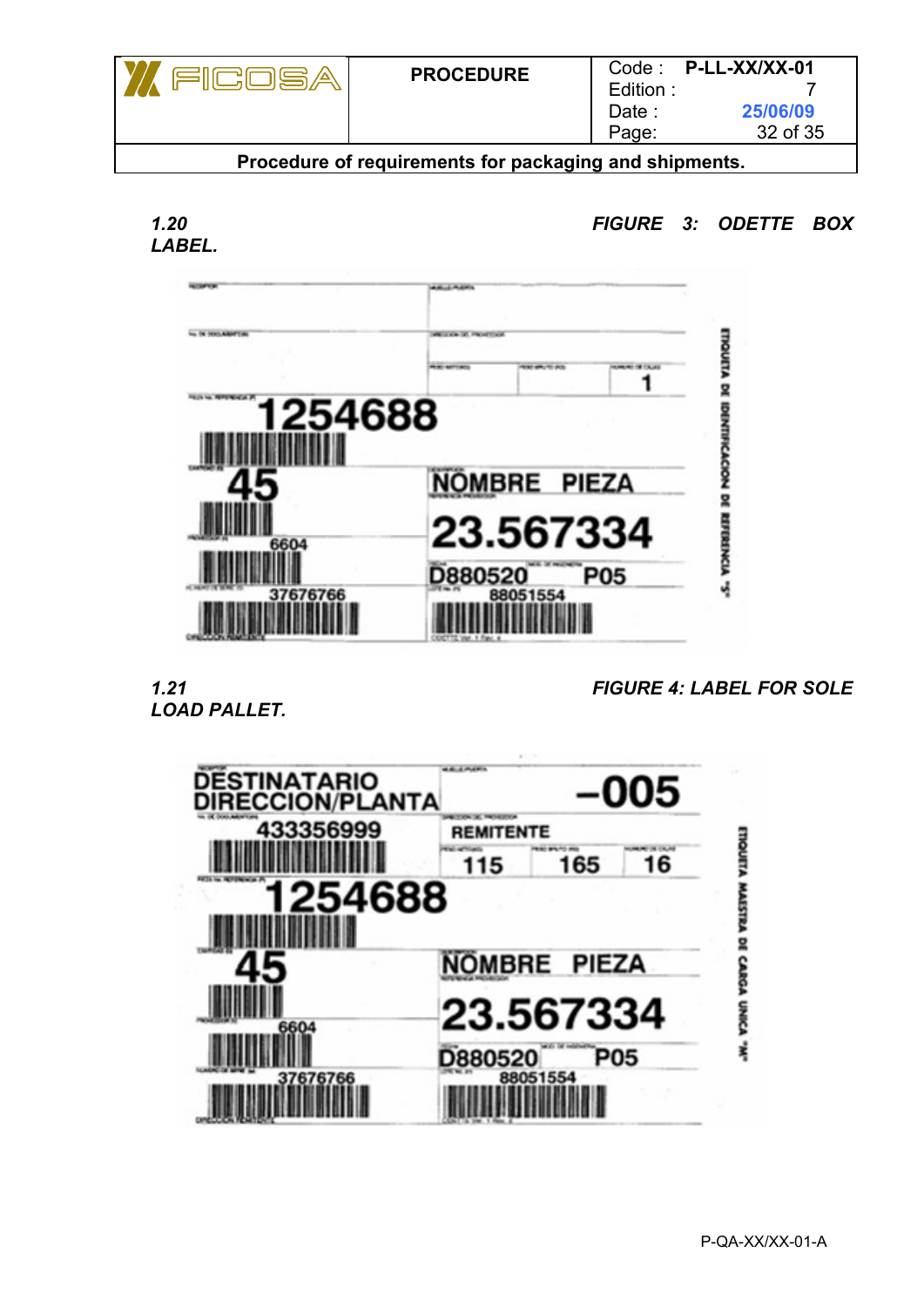*1.20 LABEL.* *FIGURE 3: ODETTE BOX*

*1.21 LOAD PALLET.* *FIGURE 4: LABEL FOR SOLE*

P-QA-XX/XX-01-A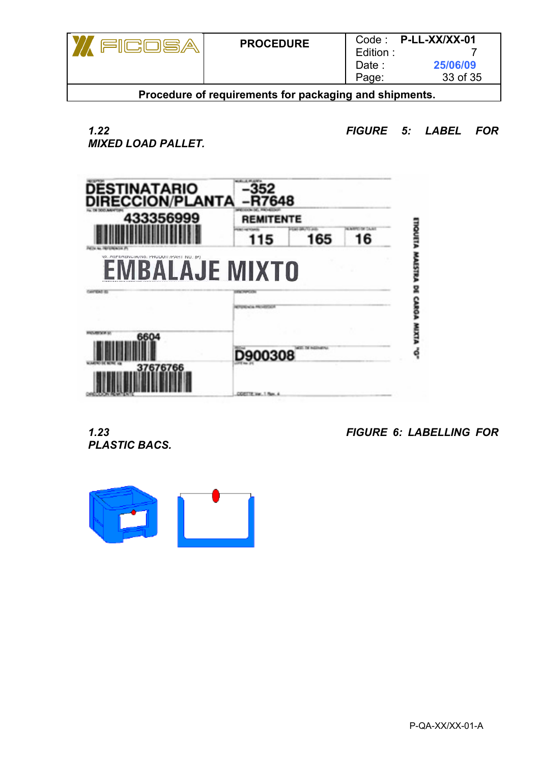### 1.22 FIGURE 5: LABEL FOR MIXED LOAD PALLET.

DESTINATARIO DIRECCION/PLANTA

-352 -R7648

433356999

REMITENTE

115 | 165 | 16

EMBALAJE MIXTO

6604

D900308

37676766

ETIQUETA MAESTRA DE CARGA MIXTA "G"

### 1.23 FIGURE 6: LABELLING FOR PLASTIC BACS.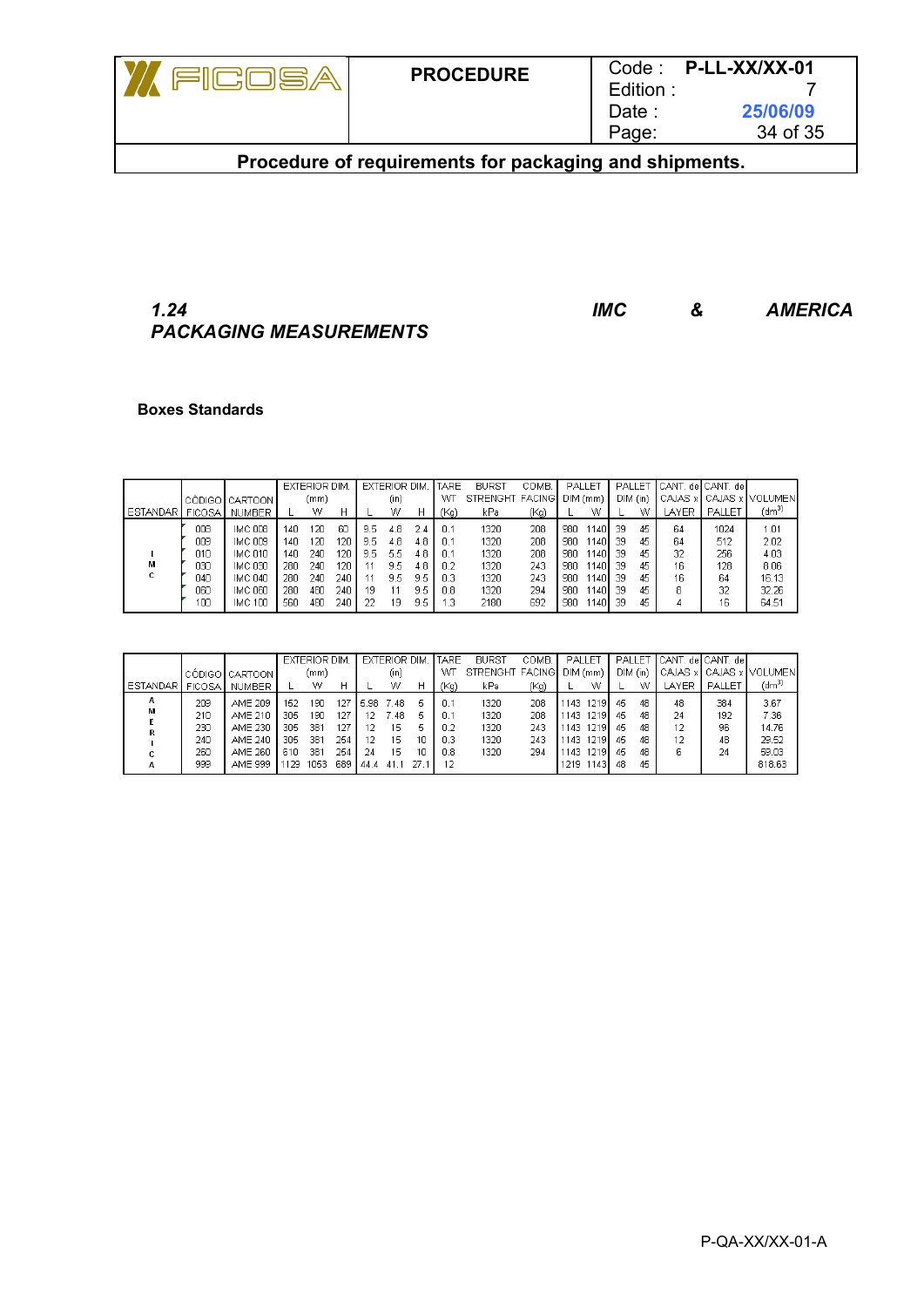## 1.24 PACKAGING MEASUREMENTS IMC & AMERICA

**Boxes Standards**

| ESTANDAR | CÓDIGO FICOSA | CARTOON NUMBER | EXTERIOR DIM. (mm) L | W | H | EXTERIOR DIM. (in) L | W | H | TARE WT (Kg) | BURST STRENGHT kPa | COMB. FACING (Kg) | PALLET DIM (mm) L | W | PALLET DIM (in) L | W | CANT. de CAJAS x LAYER | CANT. de CAJAS x PALLET | VOLUMEN (dm³) |
|---|---|---|---|---|---|---|---|---|---|---|---|---|---|---|---|---|---|---|
| IMC | 008 | IMC 008 | 140 | 120 | 60 | 9.5 | 4.8 | 2.4 | 0.1 | 1320 | 208 | 980 | 1140 | 39 | 45 | 64 | 1024 | 1.01 |
| | 009 | IMC 009 | 140 | 120 | 120 | 9.5 | 4.8 | 4.8 | 0.1 | 1320 | 208 | 980 | 1140 | 39 | 45 | 64 | 512 | 2.02 |
| | 010 | IMC 010 | 140 | 240 | 120 | 9.5 | 5.5 | 4.8 | 0.1 | 1320 | 208 | 980 | 1140 | 39 | 45 | 32 | 256 | 4.03 |
| | 030 | IMC 030 | 280 | 240 | 120 | 11 | 9.5 | 4.8 | 0.2 | 1320 | 243 | 980 | 1140 | 39 | 45 | 16 | 128 | 8.06 |
| | 040 | IMC 040 | 280 | 240 | 240 | 11 | 9.5 | 9.5 | 0.3 | 1320 | 243 | 980 | 1140 | 39 | 45 | 16 | 64 | 16.13 |
| | 060 | IMC 060 | 280 | 480 | 240 | 19 | 11 | 9.5 | 0.8 | 1320 | 294 | 980 | 1140 | 39 | 45 | 8 | 32 | 32.26 |
| | 100 | IMC 100 | 560 | 480 | 240 | 22 | 19 | 9.5 | 1.3 | 2180 | 692 | 980 | 1140 | 39 | 45 | 4 | 16 | 64.51 |

| ESTANDAR | CÓDIGO FICOSA | CARTOON NUMBER | EXTERIOR DIM. (mm) L | W | H | EXTERIOR DIM. (in) L | W | H | TARE WT (Kg) | BURST STRENGHT kPa | COMB. FACING (Kg) | PALLET DIM (mm) L | W | PALLET DIM (in) L | W | CANT. de CAJAS x LAYER | CANT. de CAJAS x PALLET | VOLUMEN (dm³) |
|---|---|---|---|---|---|---|---|---|---|---|---|---|---|---|---|---|---|---|
| AMERICA | 209 | AME 209 | 152 | 190 | 127 | 5.98 | 7.48 | 5 | 0.1 | 1320 | 208 | 1143 | 1219 | 45 | 48 | 48 | 384 | 3.67 |
| | 210 | AME 210 | 305 | 190 | 127 | 12 | 7.48 | 5 | 0.1 | 1320 | 208 | 1143 | 1219 | 45 | 48 | 24 | 192 | 7.36 |
| | 230 | AME 230 | 305 | 381 | 127 | 12 | 15 | 5 | 0.2 | 1320 | 243 | 1143 | 1219 | 45 | 48 | 12 | 96 | 14.76 |
| | 240 | AME 240 | 305 | 381 | 254 | 12 | 15 | 10 | 0.3 | 1320 | 243 | 1143 | 1219 | 45 | 48 | 12 | 48 | 29.52 |
| | 260 | AME 260 | 610 | 381 | 254 | 24 | 15 | 10 | 0.8 | 1320 | 294 | 1143 | 1219 | 45 | 48 | 6 | 24 | 59.03 |
| | 999 | AME 999 | 1129 | 1053 | 689 | 44.4 | 41.1 | 27.1 | 12 | | | 1219 | 1143 | 48 | 45 | | | 818.63 |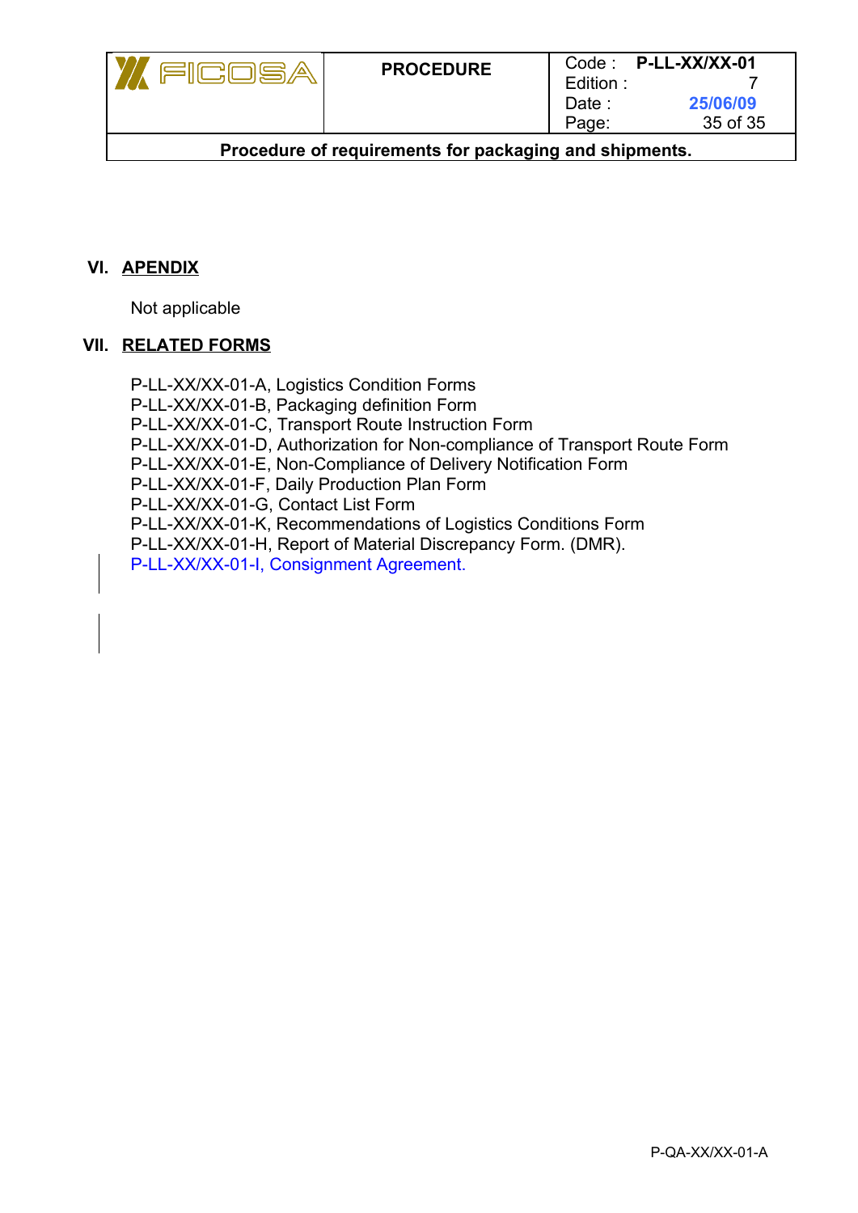## VI. APENDIX

Not applicable

## VII. RELATED FORMS

P-LL-XX/XX-01-A, Logistics Condition Forms
P-LL-XX/XX-01-B, Packaging definition Form
P-LL-XX/XX-01-C, Transport Route Instruction Form
P-LL-XX/XX-01-D, Authorization for Non-compliance of Transport Route Form
P-LL-XX/XX-01-E, Non-Compliance of Delivery Notification Form
P-LL-XX/XX-01-F, Daily Production Plan Form
P-LL-XX/XX-01-G, Contact List Form
P-LL-XX/XX-01-K, Recommendations of Logistics Conditions Form
P-LL-XX/XX-01-H, Report of Material Discrepancy Form. (DMR).
P-LL-XX/XX-01-I, Consignment Agreement.